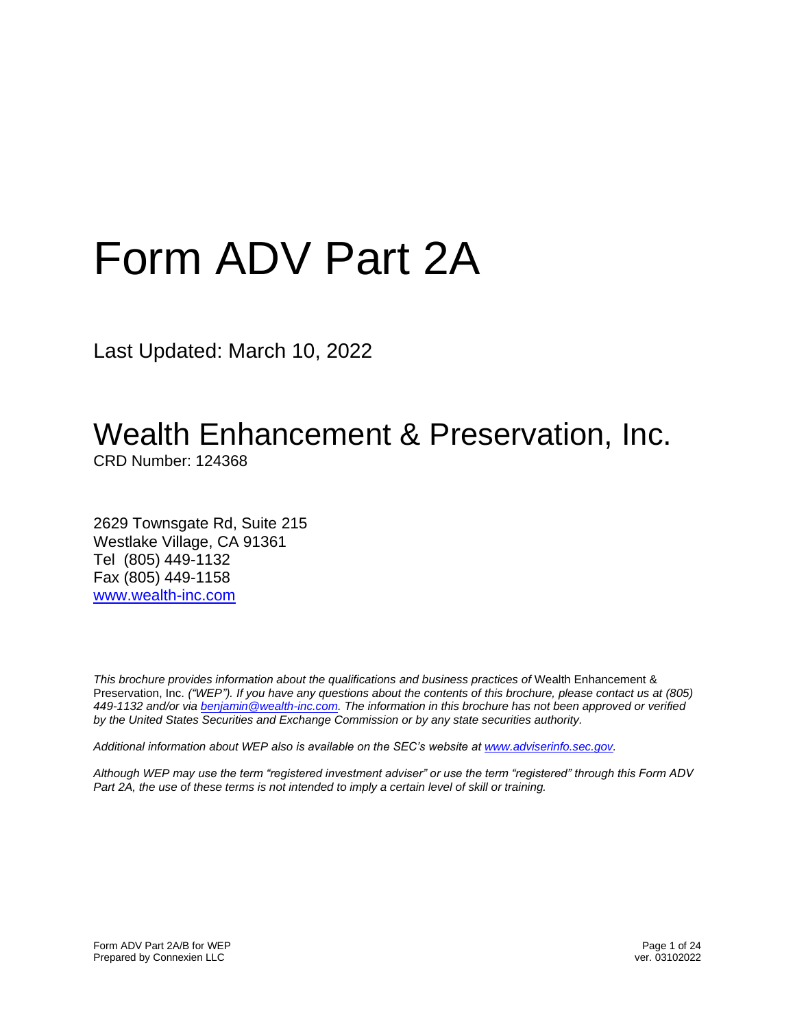# Form ADV Part 2A

Last Updated: March 10, 2022

## Wealth Enhancement & Preservation, Inc.

CRD Number: 124368

2629 Townsgate Rd, Suite 215
Westlake Village, CA 91361
Tel (805) 449-1132
Fax (805) 449-1158
[www.wealth-inc.com](http://www.wealth-inc.com)

*This brochure provides information about the qualifications and business practices of* Wealth Enhancement & Preservation, Inc. *("WEP"). If you have any questions about the contents of this brochure, please contact us at (805) 449-1132 and/or via [benjamin@wealth-inc.com](mailto:benjamin@wealth-inc.com). The information in this brochure has not been approved or verified by the United States Securities and Exchange Commission or by any state securities authority.*

*Additional information about WEP also is available on the SEC's website at [www.adviserinfo.sec.gov](http://www.adviserinfo.sec.gov).*

*Although WEP may use the term "registered investment adviser" or use the term "registered" through this Form ADV Part 2A, the use of these terms is not intended to imply a certain level of skill or training.*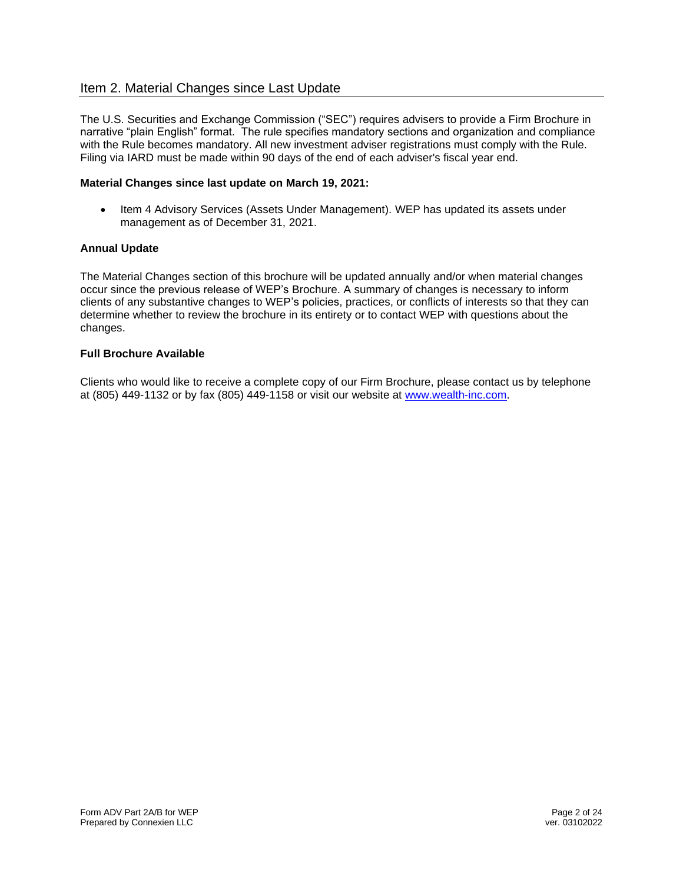## Item 2. Material Changes since Last Update

The U.S. Securities and Exchange Commission ("SEC") requires advisers to provide a Firm Brochure in narrative "plain English" format. The rule specifies mandatory sections and organization and compliance with the Rule becomes mandatory. All new investment adviser registrations must comply with the Rule. Filing via IARD must be made within 90 days of the end of each adviser's fiscal year end.

**Material Changes since last update on March 19, 2021:**

- Item 4 Advisory Services (Assets Under Management). WEP has updated its assets under management as of December 31, 2021.

**Annual Update**

The Material Changes section of this brochure will be updated annually and/or when material changes occur since the previous release of WEP's Brochure. A summary of changes is necessary to inform clients of any substantive changes to WEP's policies, practices, or conflicts of interests so that they can determine whether to review the brochure in its entirety or to contact WEP with questions about the changes.

**Full Brochure Available**

Clients who would like to receive a complete copy of our Firm Brochure, please contact us by telephone at (805) 449-1132 or by fax (805) 449-1158 or visit our website at www.wealth-inc.com.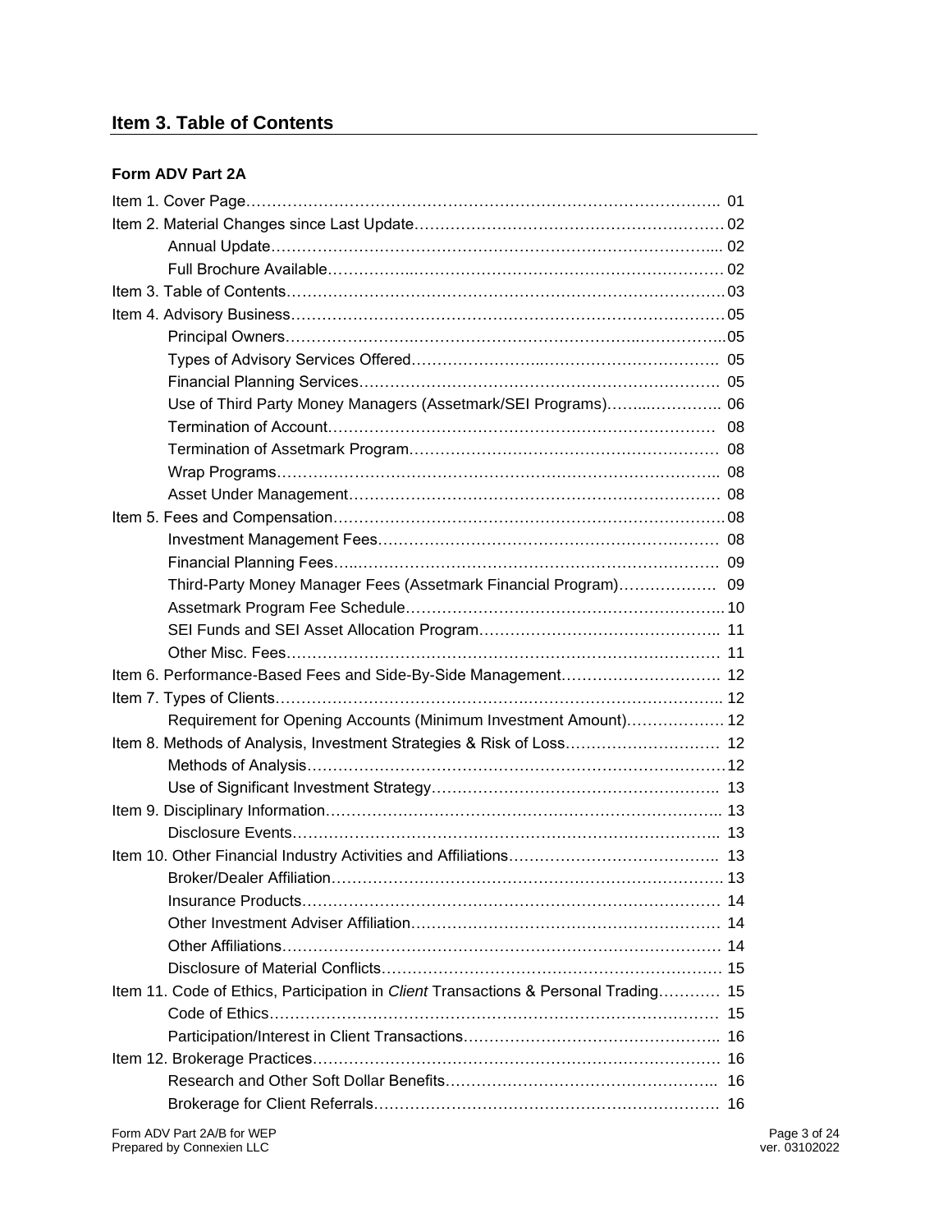## Item 3. Table of Contents

### Form ADV Part 2A

Item 1. Cover Page........................................................................................ 01
Item 2. Material Changes since Last Update........................................................ 02
- Annual Update........................................................................................ 02
- Full Brochure Available.............................................................................. 02

Item 3. Table of Contents................................................................................ 03
Item 4. Advisory Business................................................................................ 05
- Principal Owners...................................................................................... 05
- Types of Advisory Services Offered.............................................................. 05
- Financial Planning Services......................................................................... 05
- Use of Third Party Money Managers (Assetmark/SEI Programs)............................ 06
- Termination of Account.............................................................................. 08
- Termination of Assetmark Program................................................................ 08
- Wrap Programs........................................................................................ 08
- Asset Under Management........................................................................... 08

Item 5. Fees and Compensation......................................................................... 08
- Investment Management Fees...................................................................... 08
- Financial Planning Fees.............................................................................. 09
- Third-Party Money Manager Fees (Assetmark Financial Program)........................... 09
- Assetmark Program Fee Schedule.................................................................. 10
- SEI Funds and SEI Asset Allocation Program................................................... 11
- Other Misc. Fees...................................................................................... 11

Item 6. Performance-Based Fees and Side-By-Side Management................................ 12
Item 7. Types of Clients.................................................................................. 12
- Requirement for Opening Accounts (Minimum Investment Amount).......................... 12

Item 8. Methods of Analysis, Investment Strategies & Risk of Loss............................ 12
- Methods of Analysis.................................................................................. 12
- Use of Significant Investment Strategy........................................................... 13

Item 9. Disciplinary Information......................................................................... 13
- Disclosure Events..................................................................................... 13

Item 10. Other Financial Industry Activities and Affiliations..................................... 13
- Broker/Dealer Affiliation............................................................................. 13
- Insurance Products.................................................................................... 14
- Other Investment Adviser Affiliation............................................................... 14
- Other Affiliations....................................................................................... 14
- Disclosure of Material Conflicts..................................................................... 15

Item 11. Code of Ethics, Participation in *Client* Transactions & Personal Trading............ 15
- Code of Ethics.......................................................................................... 15
- Participation/Interest in Client Transactions..................................................... 16

Item 12. Brokerage Practices............................................................................. 16
- Research and Other Soft Dollar Benefits.......................................................... 16
- Brokerage for Client Referrals....................................................................... 16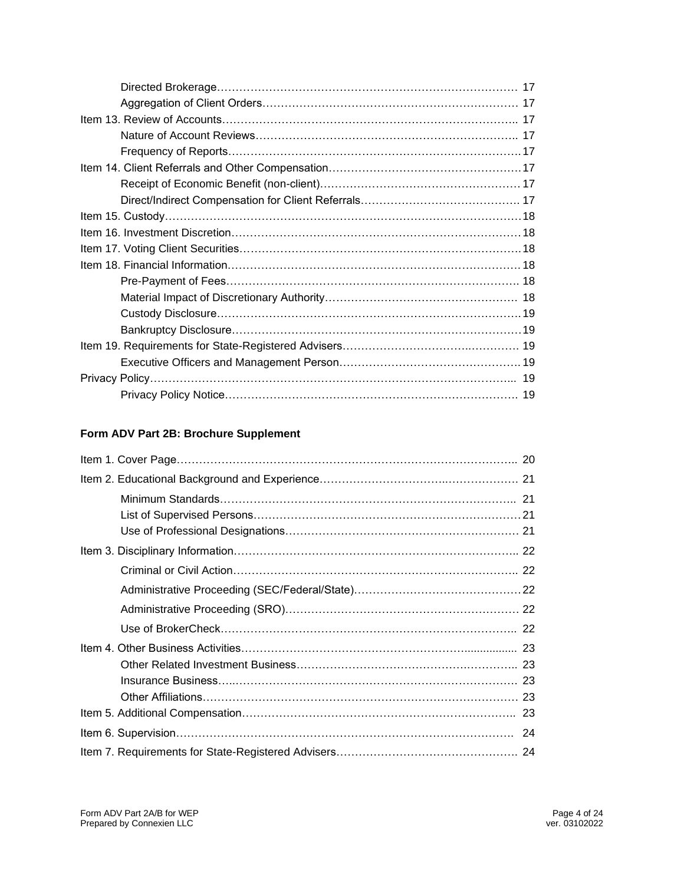Directed Brokerage……………………………………………………………………… 17
Aggregation of Client Orders…………………………………………………………… 17
Item 13. Review of Accounts…………………………………………………………………….. 17
Nature of Account Reviews…………………………………………………………….. 17
Frequency of Reports…………………………………………………………………….17
Item 14. Client Referrals and Other Compensation…………………………………………….17
Receipt of Economic Benefit (non-client)……………………………………………… 17
Direct/Indirect Compensation for Client Referrals…………………………………… 17
Item 15. Custody……………………………………………………………………………………18
Item 16. Investment Discretion……………………………………………………………………18
Item 17. Voting Client Securities………………………………………………………………….18
Item 18. Financial Information……………………………………………………………………18
Pre-Payment of Fees…………………………………………………………………….. 18
Material Impact of Discretionary Authority…………………………………………… 18
Custody Disclosure……………………………………………………………………….19
Bankruptcy Disclosure……………………………………………………………………19
Item 19. Requirements for State-Registered Advisers………………………………………… 19
Executive Officers and Management Person…………………………………………19
Privacy Policy…………………………………………………………………………………... 19
Privacy Policy Notice……………………………………………………………………. 19

**Form ADV Part 2B: Brochure Supplement**

Item 1. Cover Page……………………………………………………………………………….. 20
Item 2. Educational Background and Experience……………………………………………. 21
Minimum Standards…………………………………………………………………….. 21
List of Supervised Persons………………………………………………………………21
Use of Professional Designations……………………………………………………… 21
Item 3. Disciplinary Information………………………………………………………………….. 22
Criminal or Civil Action………………………………………………………………….. 22
Administrative Proceeding (SEC/Federal/State)………………………………………22
Administrative Proceeding (SRO)……………………………………………………… 22
Use of BrokerCheck…………………………………………………………………….. 22
Item 4. Other Business Activities……………………………………………………................. 23
Other Related Investment Business…………………………………………………….. 23
Insurance Business…..……………………………………………………………………. 23
Other Affiliations…………………………………………………………………………… 23
Item 5. Additional Compensation……………………………………………………………….. 23
Item 6. Supervision………………………………………………………………………………. 24
Item 7. Requirements for State-Registered Advisers…………………………………………. 24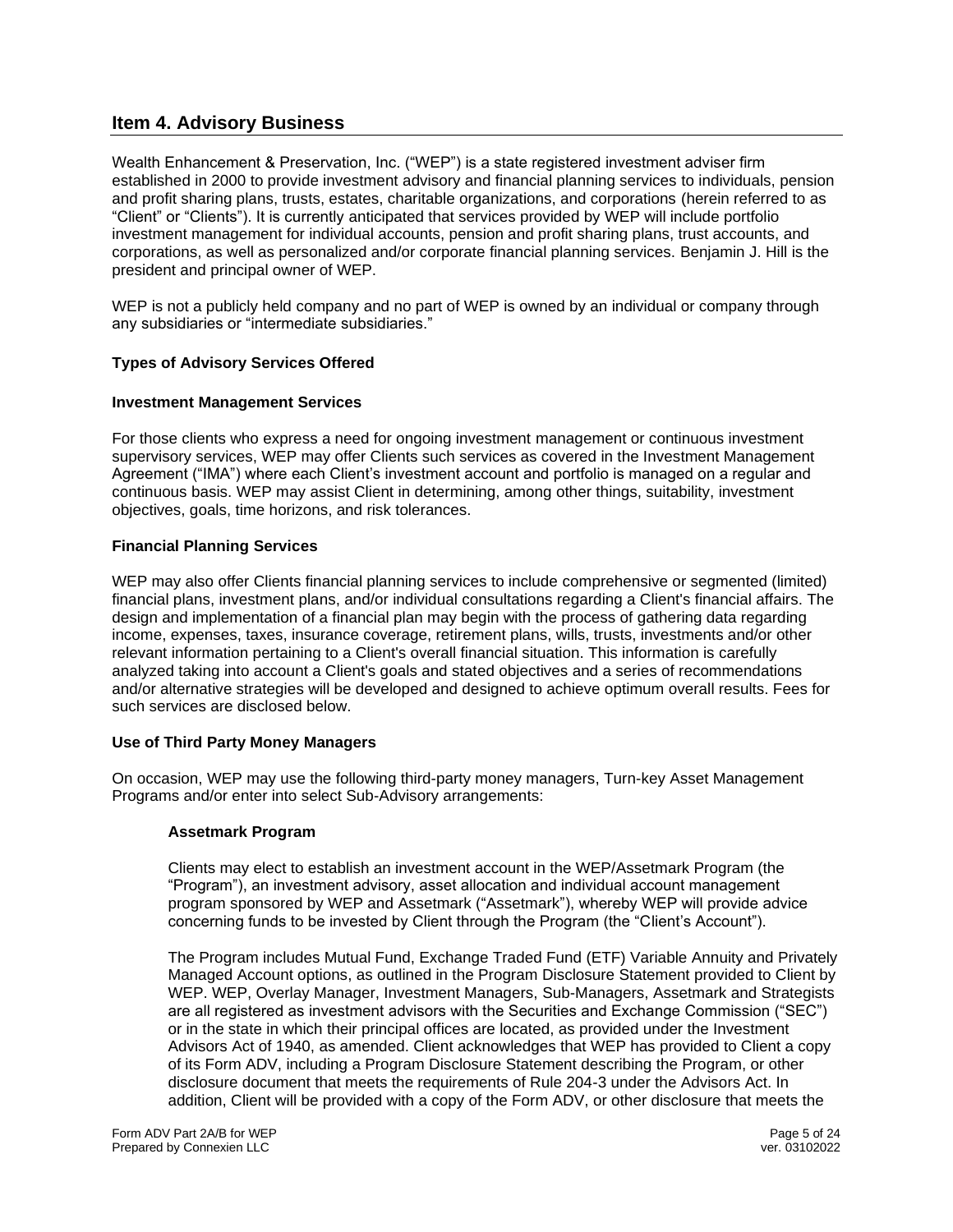## Item 4. Advisory Business

Wealth Enhancement & Preservation, Inc. ("WEP") is a state registered investment adviser firm established in 2000 to provide investment advisory and financial planning services to individuals, pension and profit sharing plans, trusts, estates, charitable organizations, and corporations (herein referred to as "Client" or "Clients"). It is currently anticipated that services provided by WEP will include portfolio investment management for individual accounts, pension and profit sharing plans, trust accounts, and corporations, as well as personalized and/or corporate financial planning services. Benjamin J. Hill is the president and principal owner of WEP.

WEP is not a publicly held company and no part of WEP is owned by an individual or company through any subsidiaries or "intermediate subsidiaries."

**Types of Advisory Services Offered**

**Investment Management Services**

For those clients who express a need for ongoing investment management or continuous investment supervisory services, WEP may offer Clients such services as covered in the Investment Management Agreement ("IMA") where each Client's investment account and portfolio is managed on a regular and continuous basis. WEP may assist Client in determining, among other things, suitability, investment objectives, goals, time horizons, and risk tolerances.

**Financial Planning Services**

WEP may also offer Clients financial planning services to include comprehensive or segmented (limited) financial plans, investment plans, and/or individual consultations regarding a Client's financial affairs. The design and implementation of a financial plan may begin with the process of gathering data regarding income, expenses, taxes, insurance coverage, retirement plans, wills, trusts, investments and/or other relevant information pertaining to a Client's overall financial situation. This information is carefully analyzed taking into account a Client's goals and stated objectives and a series of recommendations and/or alternative strategies will be developed and designed to achieve optimum overall results. Fees for such services are disclosed below.

**Use of Third Party Money Managers**

On occasion, WEP may use the following third-party money managers, Turn-key Asset Management Programs and/or enter into select Sub-Advisory arrangements:

**Assetmark Program**

Clients may elect to establish an investment account in the WEP/Assetmark Program (the "Program"), an investment advisory, asset allocation and individual account management program sponsored by WEP and Assetmark ("Assetmark"), whereby WEP will provide advice concerning funds to be invested by Client through the Program (the "Client's Account").

The Program includes Mutual Fund, Exchange Traded Fund (ETF) Variable Annuity and Privately Managed Account options, as outlined in the Program Disclosure Statement provided to Client by WEP. WEP, Overlay Manager, Investment Managers, Sub-Managers, Assetmark and Strategists are all registered as investment advisors with the Securities and Exchange Commission ("SEC") or in the state in which their principal offices are located, as provided under the Investment Advisors Act of 1940, as amended. Client acknowledges that WEP has provided to Client a copy of its Form ADV, including a Program Disclosure Statement describing the Program, or other disclosure document that meets the requirements of Rule 204-3 under the Advisors Act. In addition, Client will be provided with a copy of the Form ADV, or other disclosure that meets the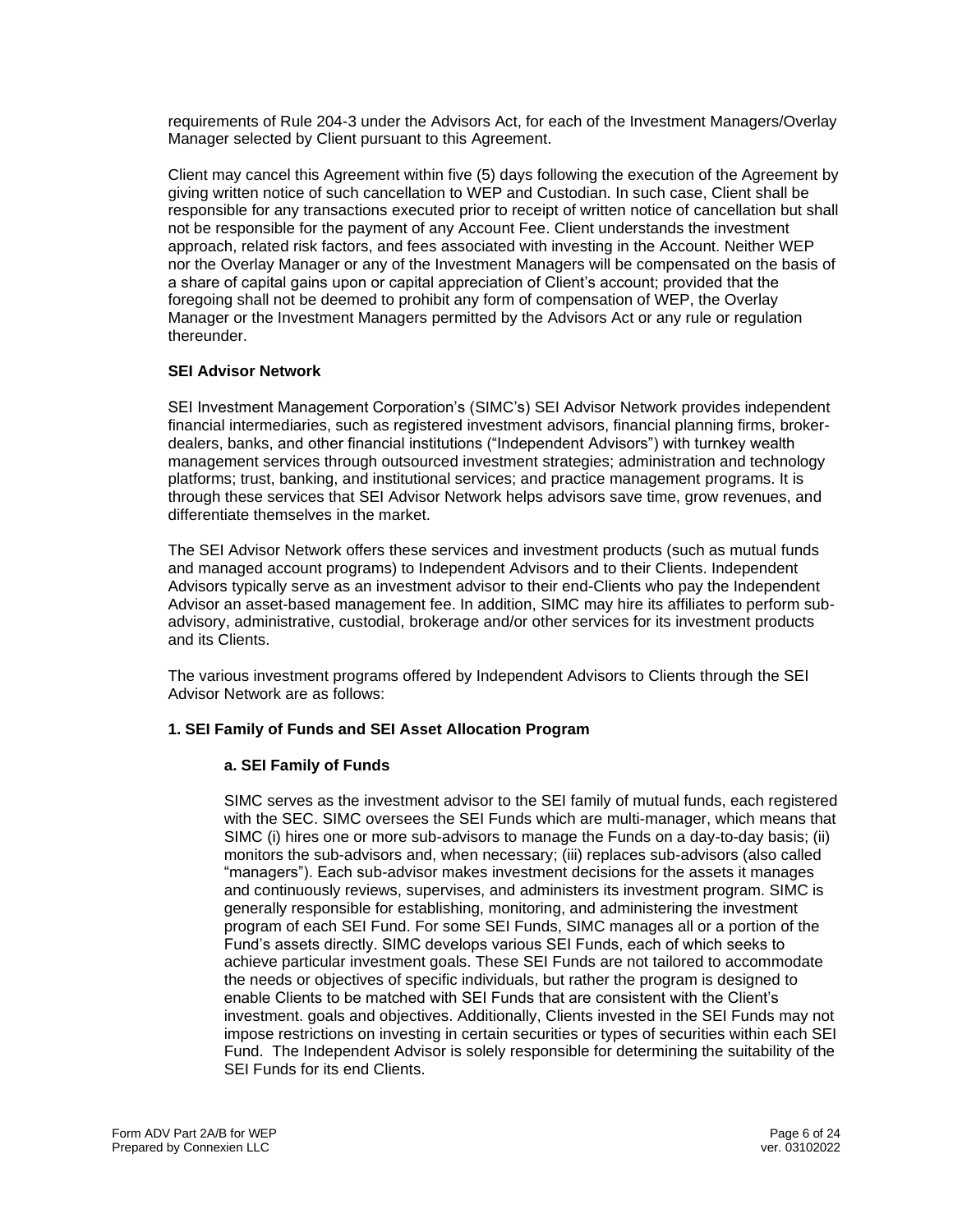requirements of Rule 204-3 under the Advisors Act, for each of the Investment Managers/Overlay Manager selected by Client pursuant to this Agreement.

Client may cancel this Agreement within five (5) days following the execution of the Agreement by giving written notice of such cancellation to WEP and Custodian. In such case, Client shall be responsible for any transactions executed prior to receipt of written notice of cancellation but shall not be responsible for the payment of any Account Fee. Client understands the investment approach, related risk factors, and fees associated with investing in the Account. Neither WEP nor the Overlay Manager or any of the Investment Managers will be compensated on the basis of a share of capital gains upon or capital appreciation of Client's account; provided that the foregoing shall not be deemed to prohibit any form of compensation of WEP, the Overlay Manager or the Investment Managers permitted by the Advisors Act or any rule or regulation thereunder.

**SEI Advisor Network**

SEI Investment Management Corporation's (SIMC's) SEI Advisor Network provides independent financial intermediaries, such as registered investment advisors, financial planning firms, broker-dealers, banks, and other financial institutions ("Independent Advisors") with turnkey wealth management services through outsourced investment strategies; administration and technology platforms; trust, banking, and institutional services; and practice management programs. It is through these services that SEI Advisor Network helps advisors save time, grow revenues, and differentiate themselves in the market.

The SEI Advisor Network offers these services and investment products (such as mutual funds and managed account programs) to Independent Advisors and to their Clients. Independent Advisors typically serve as an investment advisor to their end-Clients who pay the Independent Advisor an asset-based management fee. In addition, SIMC may hire its affiliates to perform sub-advisory, administrative, custodial, brokerage and/or other services for its investment products and its Clients.

The various investment programs offered by Independent Advisors to Clients through the SEI Advisor Network are as follows:

**1. SEI Family of Funds and SEI Asset Allocation Program**

**a. SEI Family of Funds**

SIMC serves as the investment advisor to the SEI family of mutual funds, each registered with the SEC. SIMC oversees the SEI Funds which are multi-manager, which means that SIMC (i) hires one or more sub-advisors to manage the Funds on a day-to-day basis; (ii) monitors the sub-advisors and, when necessary; (iii) replaces sub-advisors (also called "managers"). Each sub-advisor makes investment decisions for the assets it manages and continuously reviews, supervises, and administers its investment program. SIMC is generally responsible for establishing, monitoring, and administering the investment program of each SEI Fund. For some SEI Funds, SIMC manages all or a portion of the Fund's assets directly. SIMC develops various SEI Funds, each of which seeks to achieve particular investment goals. These SEI Funds are not tailored to accommodate the needs or objectives of specific individuals, but rather the program is designed to enable Clients to be matched with SEI Funds that are consistent with the Client's investment. goals and objectives. Additionally, Clients invested in the SEI Funds may not impose restrictions on investing in certain securities or types of securities within each SEI Fund. The Independent Advisor is solely responsible for determining the suitability of the SEI Funds for its end Clients.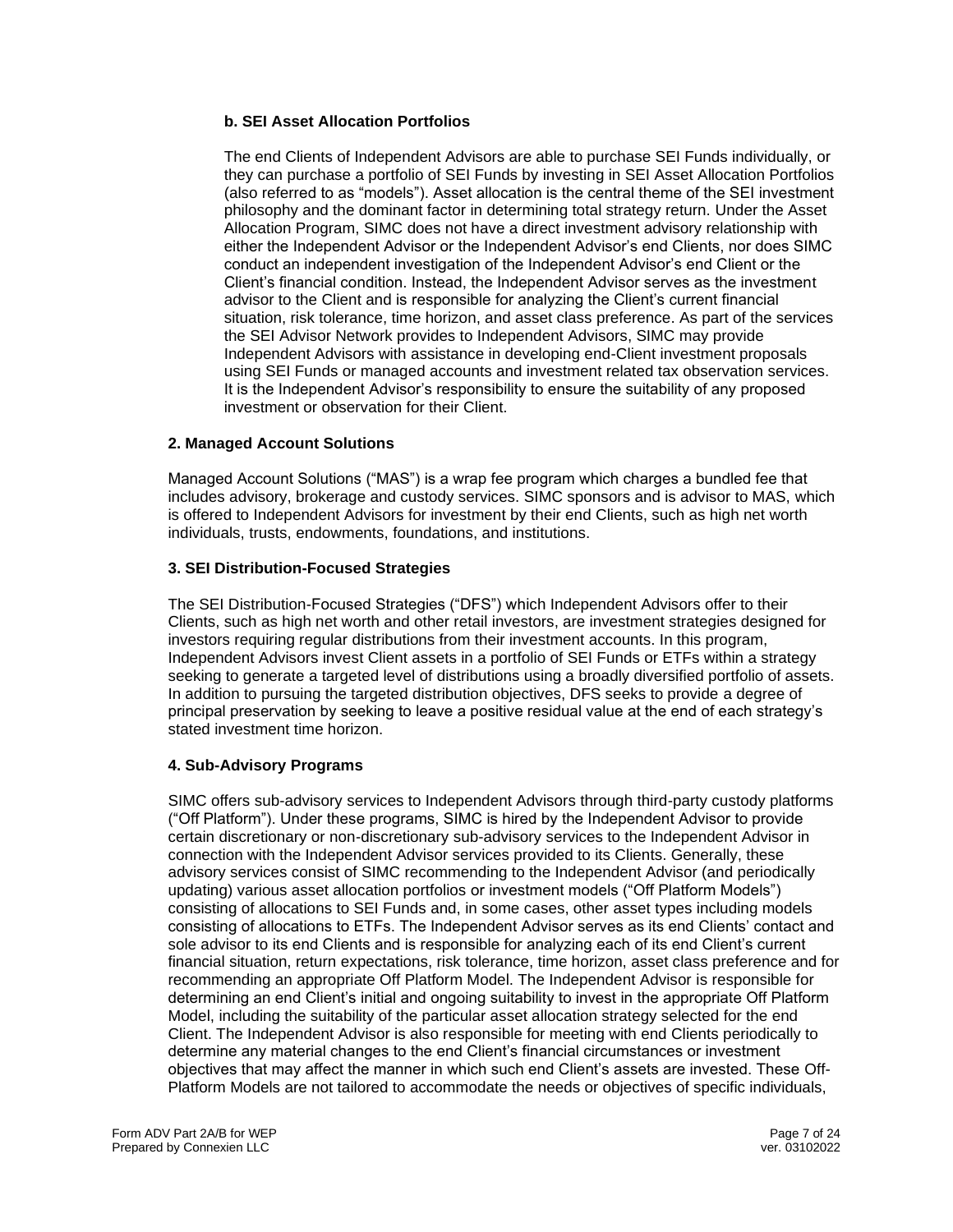#### b. SEI Asset Allocation Portfolios

The end Clients of Independent Advisors are able to purchase SEI Funds individually, or they can purchase a portfolio of SEI Funds by investing in SEI Asset Allocation Portfolios (also referred to as "models"). Asset allocation is the central theme of the SEI investment philosophy and the dominant factor in determining total strategy return. Under the Asset Allocation Program, SIMC does not have a direct investment advisory relationship with either the Independent Advisor or the Independent Advisor's end Clients, nor does SIMC conduct an independent investigation of the Independent Advisor's end Client or the Client's financial condition. Instead, the Independent Advisor serves as the investment advisor to the Client and is responsible for analyzing the Client's current financial situation, risk tolerance, time horizon, and asset class preference. As part of the services the SEI Advisor Network provides to Independent Advisors, SIMC may provide Independent Advisors with assistance in developing end-Client investment proposals using SEI Funds or managed accounts and investment related tax observation services. It is the Independent Advisor's responsibility to ensure the suitability of any proposed investment or observation for their Client.

### 2. Managed Account Solutions

Managed Account Solutions ("MAS") is a wrap fee program which charges a bundled fee that includes advisory, brokerage and custody services. SIMC sponsors and is advisor to MAS, which is offered to Independent Advisors for investment by their end Clients, such as high net worth individuals, trusts, endowments, foundations, and institutions.

### 3. SEI Distribution-Focused Strategies

The SEI Distribution-Focused Strategies ("DFS") which Independent Advisors offer to their Clients, such as high net worth and other retail investors, are investment strategies designed for investors requiring regular distributions from their investment accounts. In this program, Independent Advisors invest Client assets in a portfolio of SEI Funds or ETFs within a strategy seeking to generate a targeted level of distributions using a broadly diversified portfolio of assets. In addition to pursuing the targeted distribution objectives, DFS seeks to provide a degree of principal preservation by seeking to leave a positive residual value at the end of each strategy's stated investment time horizon.

### 4. Sub-Advisory Programs

SIMC offers sub-advisory services to Independent Advisors through third-party custody platforms ("Off Platform"). Under these programs, SIMC is hired by the Independent Advisor to provide certain discretionary or non-discretionary sub-advisory services to the Independent Advisor in connection with the Independent Advisor services provided to its Clients. Generally, these advisory services consist of SIMC recommending to the Independent Advisor (and periodically updating) various asset allocation portfolios or investment models ("Off Platform Models") consisting of allocations to SEI Funds and, in some cases, other asset types including models consisting of allocations to ETFs. The Independent Advisor serves as its end Clients' contact and sole advisor to its end Clients and is responsible for analyzing each of its end Client's current financial situation, return expectations, risk tolerance, time horizon, asset class preference and for recommending an appropriate Off Platform Model. The Independent Advisor is responsible for determining an end Client's initial and ongoing suitability to invest in the appropriate Off Platform Model, including the suitability of the particular asset allocation strategy selected for the end Client. The Independent Advisor is also responsible for meeting with end Clients periodically to determine any material changes to the end Client's financial circumstances or investment objectives that may affect the manner in which such end Client's assets are invested. These Off-Platform Models are not tailored to accommodate the needs or objectives of specific individuals,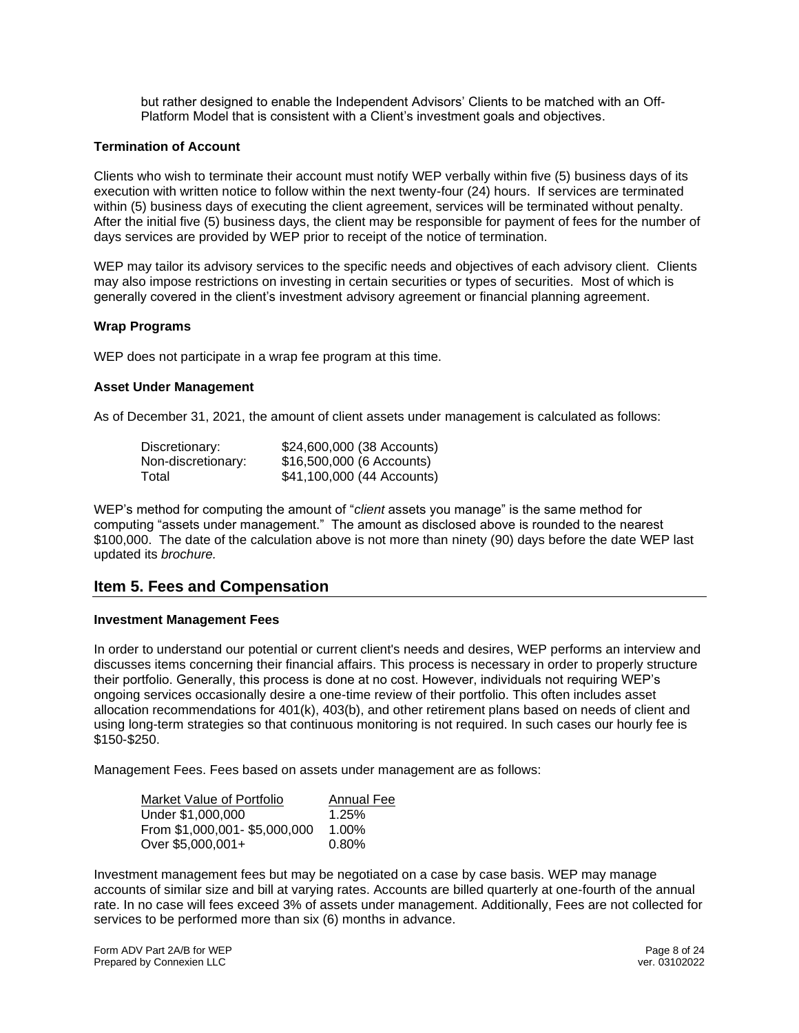but rather designed to enable the Independent Advisors' Clients to be matched with an Off-Platform Model that is consistent with a Client's investment goals and objectives.

**Termination of Account**

Clients who wish to terminate their account must notify WEP verbally within five (5) business days of its execution with written notice to follow within the next twenty-four (24) hours. If services are terminated within (5) business days of executing the client agreement, services will be terminated without penalty. After the initial five (5) business days, the client may be responsible for payment of fees for the number of days services are provided by WEP prior to receipt of the notice of termination.

WEP may tailor its advisory services to the specific needs and objectives of each advisory client. Clients may also impose restrictions on investing in certain securities or types of securities. Most of which is generally covered in the client's investment advisory agreement or financial planning agreement.

**Wrap Programs**

WEP does not participate in a wrap fee program at this time.

**Asset Under Management**

As of December 31, 2021, the amount of client assets under management is calculated as follows:

| | |
|---|---|
| Discretionary: | $24,600,000 (38 Accounts) |
| Non-discretionary: | $16,500,000 (6 Accounts) |
| Total | $41,100,000 (44 Accounts) |

WEP's method for computing the amount of "*client* assets you manage" is the same method for computing "assets under management." The amount as disclosed above is rounded to the nearest $100,000. The date of the calculation above is not more than ninety (90) days before the date WEP last updated its *brochure.*

## Item 5. Fees and Compensation

**Investment Management Fees**

In order to understand our potential or current client's needs and desires, WEP performs an interview and discusses items concerning their financial affairs. This process is necessary in order to properly structure their portfolio. Generally, this process is done at no cost. However, individuals not requiring WEP's ongoing services occasionally desire a one-time review of their portfolio. This often includes asset allocation recommendations for 401(k), 403(b), and other retirement plans based on needs of client and using long-term strategies so that continuous monitoring is not required. In such cases our hourly fee is $150-$250.

Management Fees. Fees based on assets under management are as follows:

| Market Value of Portfolio | Annual Fee |
|---|---|
| Under $1,000,000 | 1.25% |
| From $1,000,001- $5,000,000 | 1.00% |
| Over $5,000,001+ | 0.80% |

Investment management fees but may be negotiated on a case by case basis. WEP may manage accounts of similar size and bill at varying rates. Accounts are billed quarterly at one-fourth of the annual rate. In no case will fees exceed 3% of assets under management. Additionally, Fees are not collected for services to be performed more than six (6) months in advance.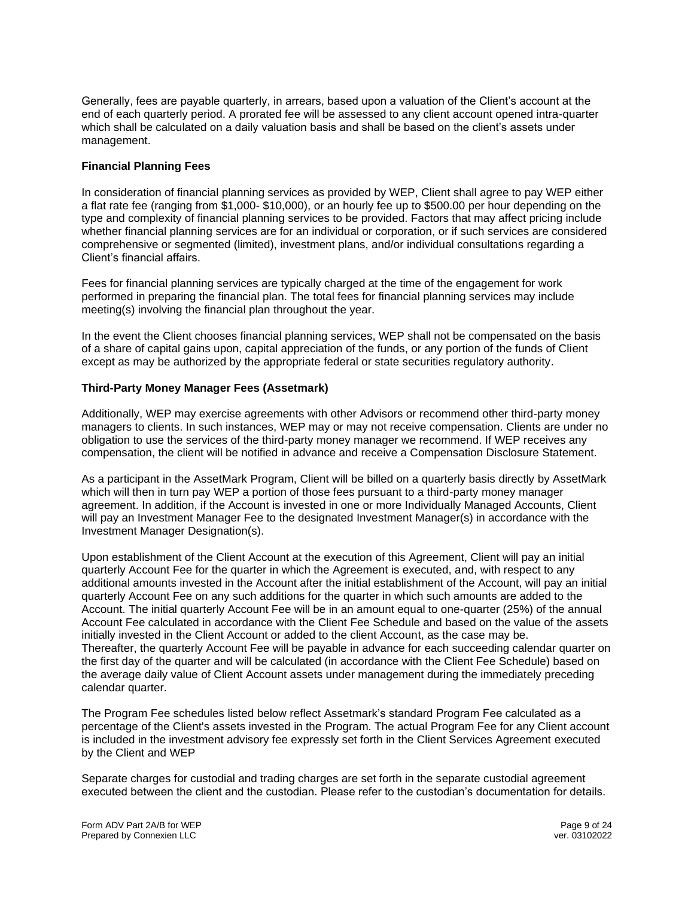Generally, fees are payable quarterly, in arrears, based upon a valuation of the Client's account at the end of each quarterly period. A prorated fee will be assessed to any client account opened intra-quarter which shall be calculated on a daily valuation basis and shall be based on the client's assets under management.

**Financial Planning Fees**

In consideration of financial planning services as provided by WEP, Client shall agree to pay WEP either a flat rate fee (ranging from $1,000- $10,000), or an hourly fee up to $500.00 per hour depending on the type and complexity of financial planning services to be provided. Factors that may affect pricing include whether financial planning services are for an individual or corporation, or if such services are considered comprehensive or segmented (limited), investment plans, and/or individual consultations regarding a Client's financial affairs.

Fees for financial planning services are typically charged at the time of the engagement for work performed in preparing the financial plan. The total fees for financial planning services may include meeting(s) involving the financial plan throughout the year.

In the event the Client chooses financial planning services, WEP shall not be compensated on the basis of a share of capital gains upon, capital appreciation of the funds, or any portion of the funds of Client except as may be authorized by the appropriate federal or state securities regulatory authority.

**Third-Party Money Manager Fees (Assetmark)**

Additionally, WEP may exercise agreements with other Advisors or recommend other third-party money managers to clients. In such instances, WEP may or may not receive compensation. Clients are under no obligation to use the services of the third-party money manager we recommend. If WEP receives any compensation, the client will be notified in advance and receive a Compensation Disclosure Statement.

As a participant in the AssetMark Program, Client will be billed on a quarterly basis directly by AssetMark which will then in turn pay WEP a portion of those fees pursuant to a third-party money manager agreement. In addition, if the Account is invested in one or more Individually Managed Accounts, Client will pay an Investment Manager Fee to the designated Investment Manager(s) in accordance with the Investment Manager Designation(s).

Upon establishment of the Client Account at the execution of this Agreement, Client will pay an initial quarterly Account Fee for the quarter in which the Agreement is executed, and, with respect to any additional amounts invested in the Account after the initial establishment of the Account, will pay an initial quarterly Account Fee on any such additions for the quarter in which such amounts are added to the Account. The initial quarterly Account Fee will be in an amount equal to one-quarter (25%) of the annual Account Fee calculated in accordance with the Client Fee Schedule and based on the value of the assets initially invested in the Client Account or added to the client Account, as the case may be.
Thereafter, the quarterly Account Fee will be payable in advance for each succeeding calendar quarter on the first day of the quarter and will be calculated (in accordance with the Client Fee Schedule) based on the average daily value of Client Account assets under management during the immediately preceding calendar quarter.

The Program Fee schedules listed below reflect Assetmark's standard Program Fee calculated as a percentage of the Client's assets invested in the Program. The actual Program Fee for any Client account is included in the investment advisory fee expressly set forth in the Client Services Agreement executed by the Client and WEP

Separate charges for custodial and trading charges are set forth in the separate custodial agreement executed between the client and the custodian. Please refer to the custodian's documentation for details.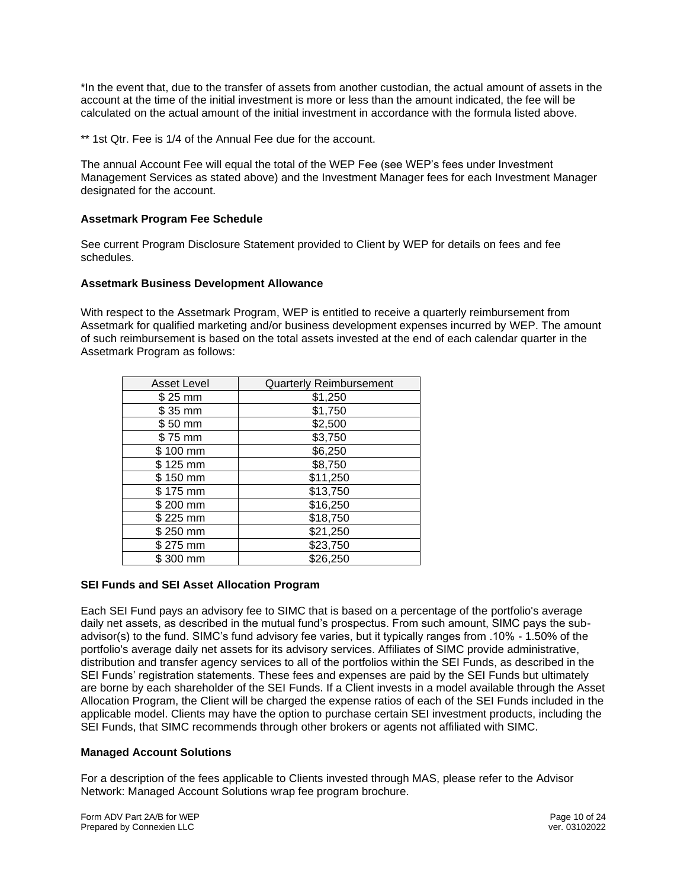*In the event that, due to the transfer of assets from another custodian, the actual amount of assets in the account at the time of the initial investment is more or less than the amount indicated, the fee will be calculated on the actual amount of the initial investment in accordance with the formula listed above.

** 1st Qtr. Fee is 1/4 of the Annual Fee due for the account.

The annual Account Fee will equal the total of the WEP Fee (see WEP's fees under Investment Management Services as stated above) and the Investment Manager fees for each Investment Manager designated for the account.

**Assetmark Program Fee Schedule**

See current Program Disclosure Statement provided to Client by WEP for details on fees and fee schedules.

**Assetmark Business Development Allowance**

With respect to the Assetmark Program, WEP is entitled to receive a quarterly reimbursement from Assetmark for qualified marketing and/or business development expenses incurred by WEP. The amount of such reimbursement is based on the total assets invested at the end of each calendar quarter in the Assetmark Program as follows:

| Asset Level | Quarterly Reimbursement |
|---|---|
| $ 25 mm | $1,250 |
| $ 35 mm | $1,750 |
| $ 50 mm | $2,500 |
| $ 75 mm | $3,750 |
| $ 100 mm | $6,250 |
| $ 125 mm | $8,750 |
| $ 150 mm | $11,250 |
| $ 175 mm | $13,750 |
| $ 200 mm | $16,250 |
| $ 225 mm | $18,750 |
| $ 250 mm | $21,250 |
| $ 275 mm | $23,750 |
| $ 300 mm | $26,250 |

**SEI Funds and SEI Asset Allocation Program**

Each SEI Fund pays an advisory fee to SIMC that is based on a percentage of the portfolio's average daily net assets, as described in the mutual fund's prospectus. From such amount, SIMC pays the sub-advisor(s) to the fund. SIMC's fund advisory fee varies, but it typically ranges from .10% - 1.50% of the portfolio's average daily net assets for its advisory services. Affiliates of SIMC provide administrative, distribution and transfer agency services to all of the portfolios within the SEI Funds, as described in the SEI Funds' registration statements. These fees and expenses are paid by the SEI Funds but ultimately are borne by each shareholder of the SEI Funds. If a Client invests in a model available through the Asset Allocation Program, the Client will be charged the expense ratios of each of the SEI Funds included in the applicable model. Clients may have the option to purchase certain SEI investment products, including the SEI Funds, that SIMC recommends through other brokers or agents not affiliated with SIMC.

**Managed Account Solutions**

For a description of the fees applicable to Clients invested through MAS, please refer to the Advisor Network: Managed Account Solutions wrap fee program brochure.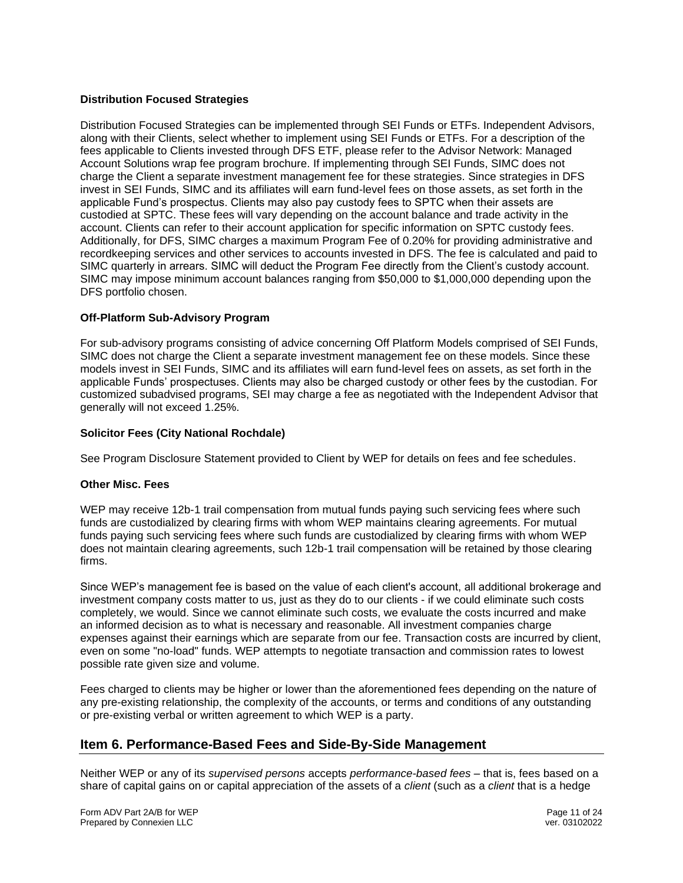**Distribution Focused Strategies**

Distribution Focused Strategies can be implemented through SEI Funds or ETFs. Independent Advisors, along with their Clients, select whether to implement using SEI Funds or ETFs. For a description of the fees applicable to Clients invested through DFS ETF, please refer to the Advisor Network: Managed Account Solutions wrap fee program brochure. If implementing through SEI Funds, SIMC does not charge the Client a separate investment management fee for these strategies. Since strategies in DFS invest in SEI Funds, SIMC and its affiliates will earn fund-level fees on those assets, as set forth in the applicable Fund's prospectus. Clients may also pay custody fees to SPTC when their assets are custodied at SPTC. These fees will vary depending on the account balance and trade activity in the account. Clients can refer to their account application for specific information on SPTC custody fees. Additionally, for DFS, SIMC charges a maximum Program Fee of 0.20% for providing administrative and recordkeeping services and other services to accounts invested in DFS. The fee is calculated and paid to SIMC quarterly in arrears. SIMC will deduct the Program Fee directly from the Client's custody account. SIMC may impose minimum account balances ranging from $50,000 to $1,000,000 depending upon the DFS portfolio chosen.

**Off-Platform Sub-Advisory Program**

For sub-advisory programs consisting of advice concerning Off Platform Models comprised of SEI Funds, SIMC does not charge the Client a separate investment management fee on these models. Since these models invest in SEI Funds, SIMC and its affiliates will earn fund-level fees on assets, as set forth in the applicable Funds' prospectuses. Clients may also be charged custody or other fees by the custodian. For customized subadvised programs, SEI may charge a fee as negotiated with the Independent Advisor that generally will not exceed 1.25%.

**Solicitor Fees (City National Rochdale)**

See Program Disclosure Statement provided to Client by WEP for details on fees and fee schedules.

**Other Misc. Fees**

WEP may receive 12b-1 trail compensation from mutual funds paying such servicing fees where such funds are custodialized by clearing firms with whom WEP maintains clearing agreements. For mutual funds paying such servicing fees where such funds are custodialized by clearing firms with whom WEP does not maintain clearing agreements, such 12b-1 trail compensation will be retained by those clearing firms.

Since WEP's management fee is based on the value of each client's account, all additional brokerage and investment company costs matter to us, just as they do to our clients - if we could eliminate such costs completely, we would. Since we cannot eliminate such costs, we evaluate the costs incurred and make an informed decision as to what is necessary and reasonable. All investment companies charge expenses against their earnings which are separate from our fee. Transaction costs are incurred by client, even on some "no-load" funds. WEP attempts to negotiate transaction and commission rates to lowest possible rate given size and volume.

Fees charged to clients may be higher or lower than the aforementioned fees depending on the nature of any pre-existing relationship, the complexity of the accounts, or terms and conditions of any outstanding or pre-existing verbal or written agreement to which WEP is a party.

## Item 6. Performance-Based Fees and Side-By-Side Management

Neither WEP or any of its *supervised persons* accepts *performance-based fees* – that is, fees based on a share of capital gains on or capital appreciation of the assets of a *client* (such as a *client* that is a hedge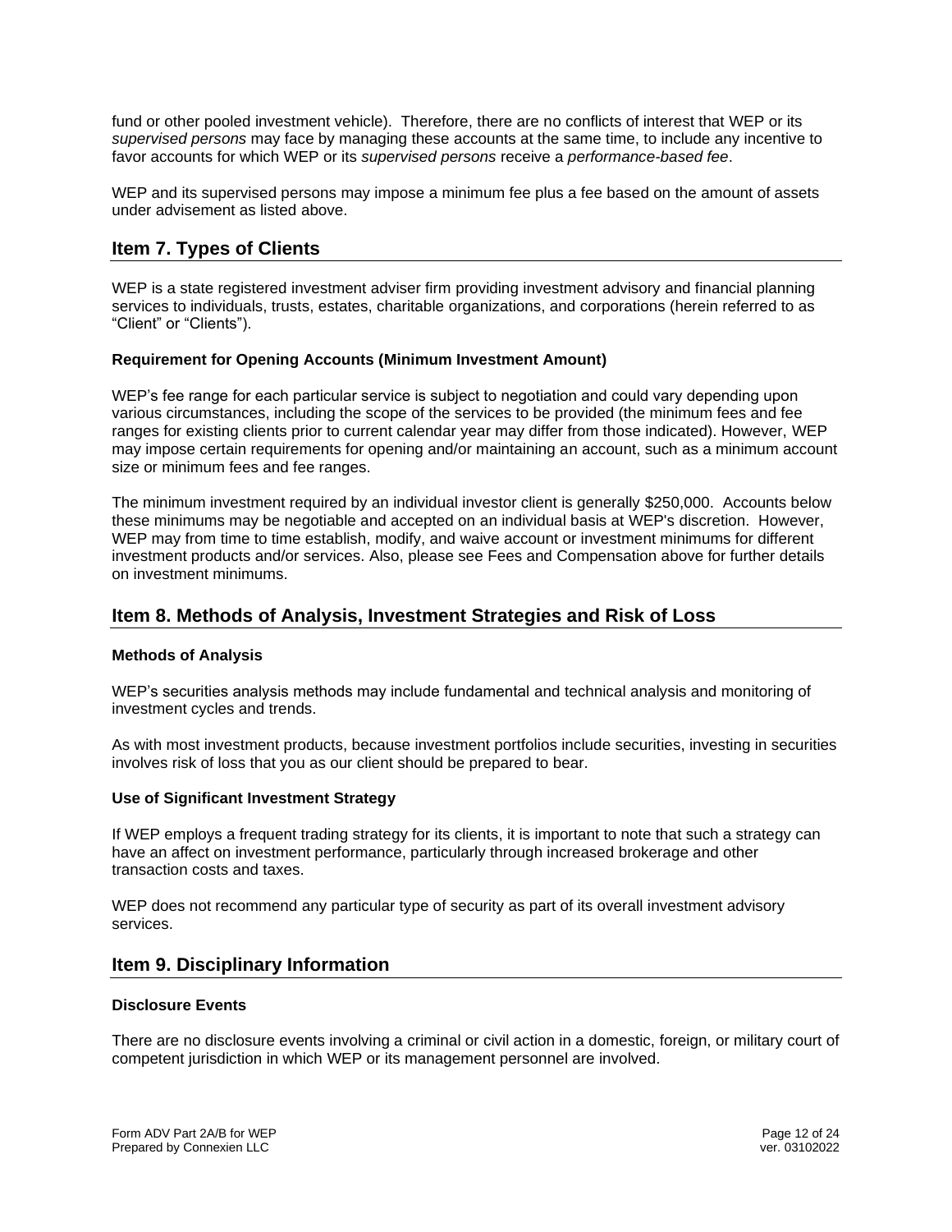fund or other pooled investment vehicle). Therefore, there are no conflicts of interest that WEP or its *supervised persons* may face by managing these accounts at the same time, to include any incentive to favor accounts for which WEP or its *supervised persons* receive a *performance-based fee*.

WEP and its supervised persons may impose a minimum fee plus a fee based on the amount of assets under advisement as listed above.

## Item 7. Types of Clients

WEP is a state registered investment adviser firm providing investment advisory and financial planning services to individuals, trusts, estates, charitable organizations, and corporations (herein referred to as "Client" or "Clients").

**Requirement for Opening Accounts (Minimum Investment Amount)**

WEP's fee range for each particular service is subject to negotiation and could vary depending upon various circumstances, including the scope of the services to be provided (the minimum fees and fee ranges for existing clients prior to current calendar year may differ from those indicated). However, WEP may impose certain requirements for opening and/or maintaining an account, such as a minimum account size or minimum fees and fee ranges.

The minimum investment required by an individual investor client is generally $250,000. Accounts below these minimums may be negotiable and accepted on an individual basis at WEP's discretion. However, WEP may from time to time establish, modify, and waive account or investment minimums for different investment products and/or services. Also, please see Fees and Compensation above for further details on investment minimums.

## Item 8. Methods of Analysis, Investment Strategies and Risk of Loss

**Methods of Analysis**

WEP's securities analysis methods may include fundamental and technical analysis and monitoring of investment cycles and trends.

As with most investment products, because investment portfolios include securities, investing in securities involves risk of loss that you as our client should be prepared to bear.

**Use of Significant Investment Strategy**

If WEP employs a frequent trading strategy for its clients, it is important to note that such a strategy can have an affect on investment performance, particularly through increased brokerage and other transaction costs and taxes.

WEP does not recommend any particular type of security as part of its overall investment advisory services.

## Item 9. Disciplinary Information

**Disclosure Events**

There are no disclosure events involving a criminal or civil action in a domestic, foreign, or military court of competent jurisdiction in which WEP or its management personnel are involved.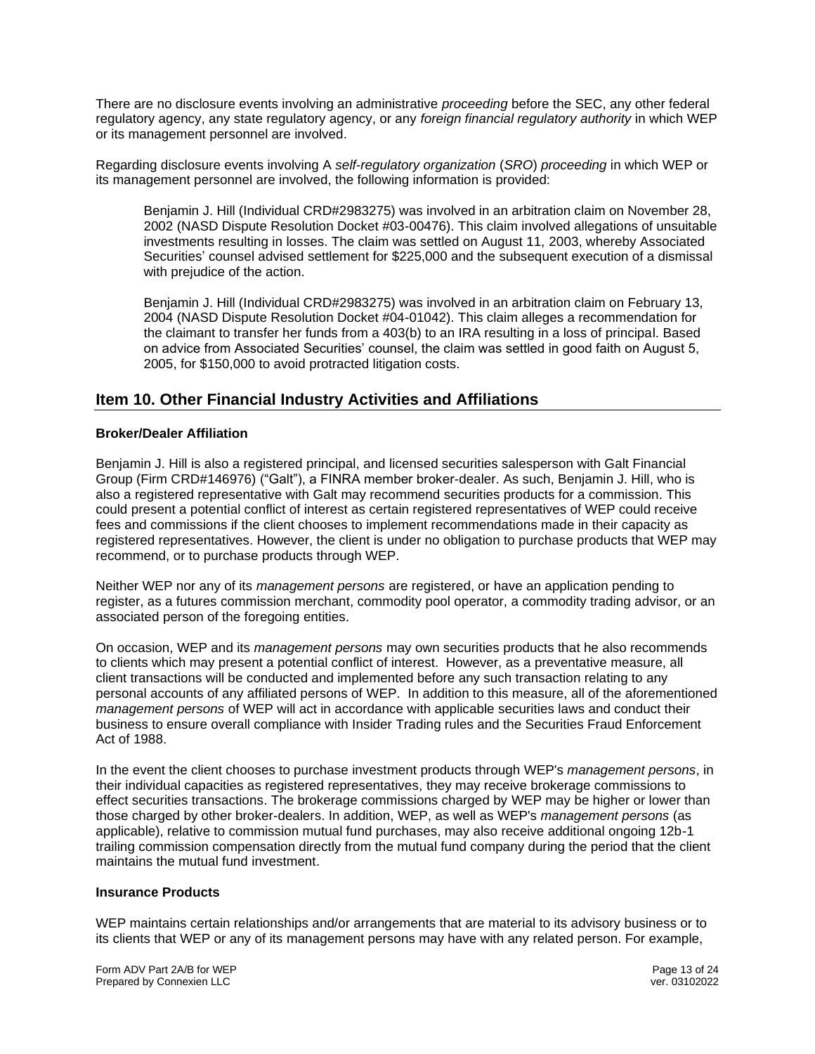There are no disclosure events involving an administrative *proceeding* before the SEC, any other federal regulatory agency, any state regulatory agency, or any *foreign financial regulatory authority* in which WEP or its management personnel are involved.

Regarding disclosure events involving A *self-regulatory organization* (*SRO*) *proceeding* in which WEP or its management personnel are involved, the following information is provided:

> Benjamin J. Hill (Individual CRD#2983275) was involved in an arbitration claim on November 28, 2002 (NASD Dispute Resolution Docket #03-00476). This claim involved allegations of unsuitable investments resulting in losses. The claim was settled on August 11, 2003, whereby Associated Securities' counsel advised settlement for $225,000 and the subsequent execution of a dismissal with prejudice of the action.
>
> Benjamin J. Hill (Individual CRD#2983275) was involved in an arbitration claim on February 13, 2004 (NASD Dispute Resolution Docket #04-01042). This claim alleges a recommendation for the claimant to transfer her funds from a 403(b) to an IRA resulting in a loss of principal. Based on advice from Associated Securities' counsel, the claim was settled in good faith on August 5, 2005, for $150,000 to avoid protracted litigation costs.

## Item 10. Other Financial Industry Activities and Affiliations

**Broker/Dealer Affiliation**

Benjamin J. Hill is also a registered principal, and licensed securities salesperson with Galt Financial Group (Firm CRD#146976) ("Galt"), a FINRA member broker-dealer. As such, Benjamin J. Hill, who is also a registered representative with Galt may recommend securities products for a commission. This could present a potential conflict of interest as certain registered representatives of WEP could receive fees and commissions if the client chooses to implement recommendations made in their capacity as registered representatives. However, the client is under no obligation to purchase products that WEP may recommend, or to purchase products through WEP.

Neither WEP nor any of its *management persons* are registered, or have an application pending to register, as a futures commission merchant, commodity pool operator, a commodity trading advisor, or an associated person of the foregoing entities.

On occasion, WEP and its *management persons* may own securities products that he also recommends to clients which may present a potential conflict of interest. However, as a preventative measure, all client transactions will be conducted and implemented before any such transaction relating to any personal accounts of any affiliated persons of WEP. In addition to this measure, all of the aforementioned *management persons* of WEP will act in accordance with applicable securities laws and conduct their business to ensure overall compliance with Insider Trading rules and the Securities Fraud Enforcement Act of 1988.

In the event the client chooses to purchase investment products through WEP's *management persons*, in their individual capacities as registered representatives, they may receive brokerage commissions to effect securities transactions. The brokerage commissions charged by WEP may be higher or lower than those charged by other broker-dealers. In addition, WEP, as well as WEP's *management persons* (as applicable), relative to commission mutual fund purchases, may also receive additional ongoing 12b-1 trailing commission compensation directly from the mutual fund company during the period that the client maintains the mutual fund investment.

**Insurance Products**

WEP maintains certain relationships and/or arrangements that are material to its advisory business or to its clients that WEP or any of its management persons may have with any related person. For example,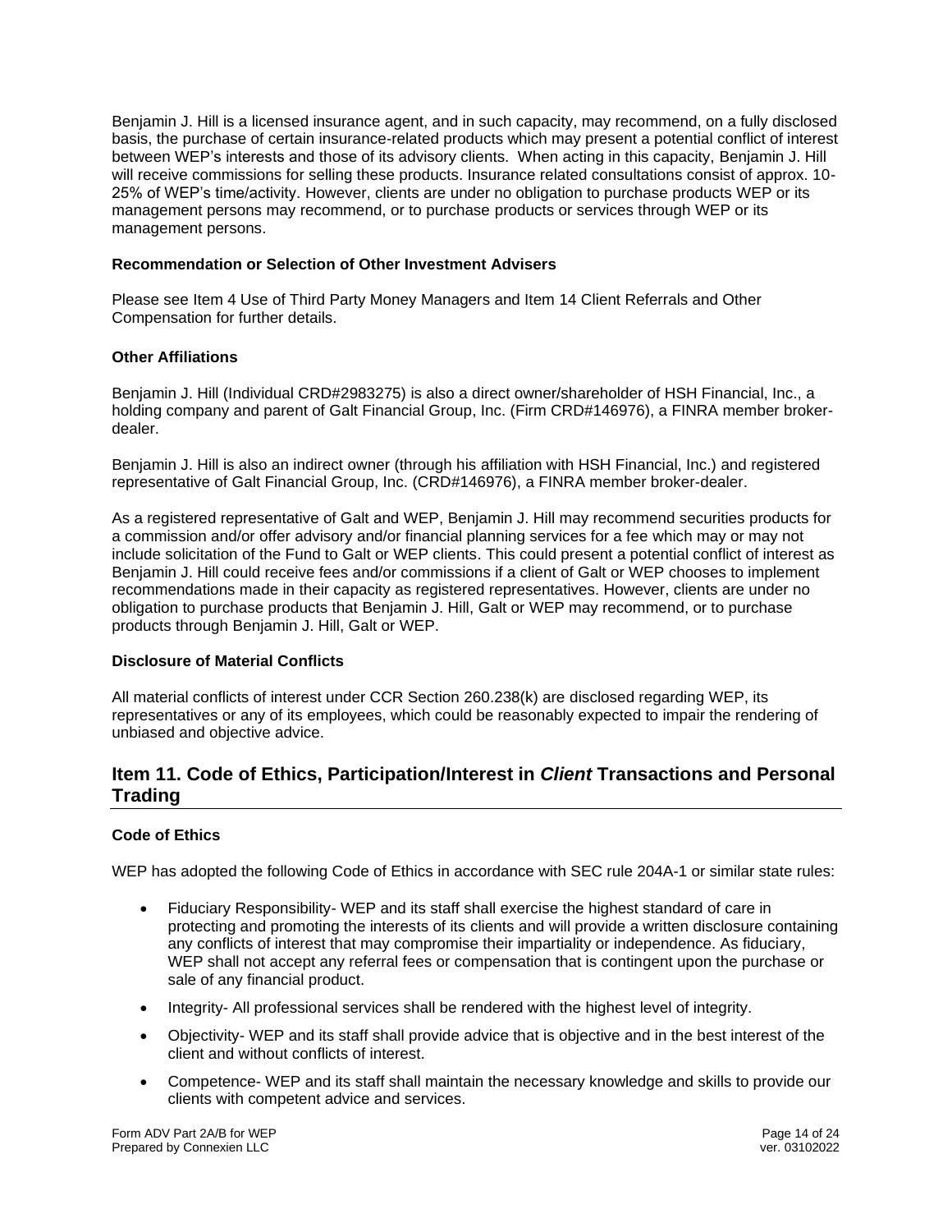Benjamin J. Hill is a licensed insurance agent, and in such capacity, may recommend, on a fully disclosed basis, the purchase of certain insurance-related products which may present a potential conflict of interest between WEP's interests and those of its advisory clients. When acting in this capacity, Benjamin J. Hill will receive commissions for selling these products. Insurance related consultations consist of approx. 10-25% of WEP's time/activity. However, clients are under no obligation to purchase products WEP or its management persons may recommend, or to purchase products or services through WEP or its management persons.

### Recommendation or Selection of Other Investment Advisers

Please see Item 4 Use of Third Party Money Managers and Item 14 Client Referrals and Other Compensation for further details.

### Other Affiliations

Benjamin J. Hill (Individual CRD#2983275) is also a direct owner/shareholder of HSH Financial, Inc., a holding company and parent of Galt Financial Group, Inc. (Firm CRD#146976), a FINRA member broker-dealer.

Benjamin J. Hill is also an indirect owner (through his affiliation with HSH Financial, Inc.) and registered representative of Galt Financial Group, Inc. (CRD#146976), a FINRA member broker-dealer.

As a registered representative of Galt and WEP, Benjamin J. Hill may recommend securities products for a commission and/or offer advisory and/or financial planning services for a fee which may or may not include solicitation of the Fund to Galt or WEP clients. This could present a potential conflict of interest as Benjamin J. Hill could receive fees and/or commissions if a client of Galt or WEP chooses to implement recommendations made in their capacity as registered representatives. However, clients are under no obligation to purchase products that Benjamin J. Hill, Galt or WEP may recommend, or to purchase products through Benjamin J. Hill, Galt or WEP.

### Disclosure of Material Conflicts

All material conflicts of interest under CCR Section 260.238(k) are disclosed regarding WEP, its representatives or any of its employees, which could be reasonably expected to impair the rendering of unbiased and objective advice.

## Item 11. Code of Ethics, Participation/Interest in *Client* Transactions and Personal Trading

### Code of Ethics

WEP has adopted the following Code of Ethics in accordance with SEC rule 204A-1 or similar state rules:

- Fiduciary Responsibility- WEP and its staff shall exercise the highest standard of care in protecting and promoting the interests of its clients and will provide a written disclosure containing any conflicts of interest that may compromise their impartiality or independence. As fiduciary, WEP shall not accept any referral fees or compensation that is contingent upon the purchase or sale of any financial product.
- Integrity- All professional services shall be rendered with the highest level of integrity.
- Objectivity- WEP and its staff shall provide advice that is objective and in the best interest of the client and without conflicts of interest.
- Competence- WEP and its staff shall maintain the necessary knowledge and skills to provide our clients with competent advice and services.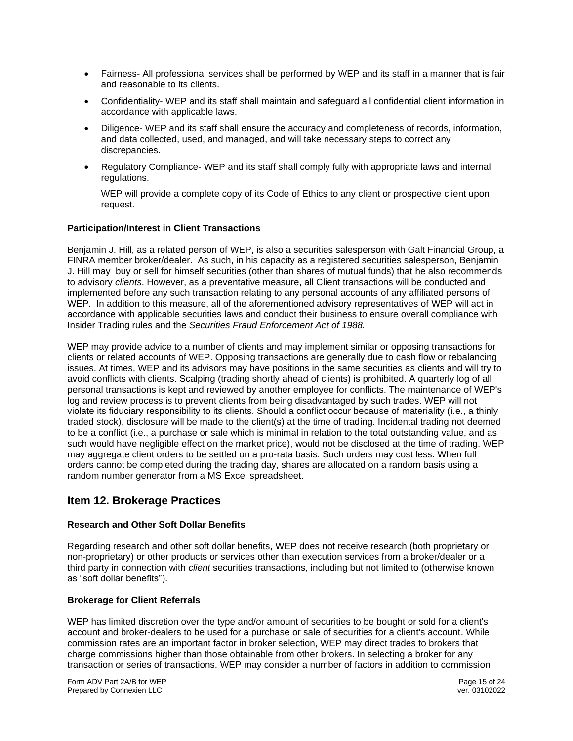- Fairness- All professional services shall be performed by WEP and its staff in a manner that is fair and reasonable to its clients.
- Confidentiality- WEP and its staff shall maintain and safeguard all confidential client information in accordance with applicable laws.
- Diligence- WEP and its staff shall ensure the accuracy and completeness of records, information, and data collected, used, and managed, and will take necessary steps to correct any discrepancies.
- Regulatory Compliance- WEP and its staff shall comply fully with appropriate laws and internal regulations.

  WEP will provide a complete copy of its Code of Ethics to any client or prospective client upon request.

**Participation/Interest in Client Transactions**

Benjamin J. Hill, as a related person of WEP, is also a securities salesperson with Galt Financial Group, a FINRA member broker/dealer. As such, in his capacity as a registered securities salesperson, Benjamin J. Hill may buy or sell for himself securities (other than shares of mutual funds) that he also recommends to advisory *clients*. However, as a preventative measure, all Client transactions will be conducted and implemented before any such transaction relating to any personal accounts of any affiliated persons of WEP. In addition to this measure, all of the aforementioned advisory representatives of WEP will act in accordance with applicable securities laws and conduct their business to ensure overall compliance with Insider Trading rules and the *Securities Fraud Enforcement Act of 1988.*

WEP may provide advice to a number of clients and may implement similar or opposing transactions for clients or related accounts of WEP. Opposing transactions are generally due to cash flow or rebalancing issues. At times, WEP and its advisors may have positions in the same securities as clients and will try to avoid conflicts with clients. Scalping (trading shortly ahead of clients) is prohibited. A quarterly log of all personal transactions is kept and reviewed by another employee for conflicts. The maintenance of WEP's log and review process is to prevent clients from being disadvantaged by such trades. WEP will not violate its fiduciary responsibility to its clients. Should a conflict occur because of materiality (i.e., a thinly traded stock), disclosure will be made to the client(s) at the time of trading. Incidental trading not deemed to be a conflict (i.e., a purchase or sale which is minimal in relation to the total outstanding value, and as such would have negligible effect on the market price), would not be disclosed at the time of trading. WEP may aggregate client orders to be settled on a pro-rata basis. Such orders may cost less. When full orders cannot be completed during the trading day, shares are allocated on a random basis using a random number generator from a MS Excel spreadsheet.

## Item 12. Brokerage Practices

**Research and Other Soft Dollar Benefits**

Regarding research and other soft dollar benefits, WEP does not receive research (both proprietary or non-proprietary) or other products or services other than execution services from a broker/dealer or a third party in connection with *client* securities transactions, including but not limited to (otherwise known as "soft dollar benefits").

**Brokerage for Client Referrals**

WEP has limited discretion over the type and/or amount of securities to be bought or sold for a client's account and broker-dealers to be used for a purchase or sale of securities for a client's account. While commission rates are an important factor in broker selection, WEP may direct trades to brokers that charge commissions higher than those obtainable from other brokers. In selecting a broker for any transaction or series of transactions, WEP may consider a number of factors in addition to commission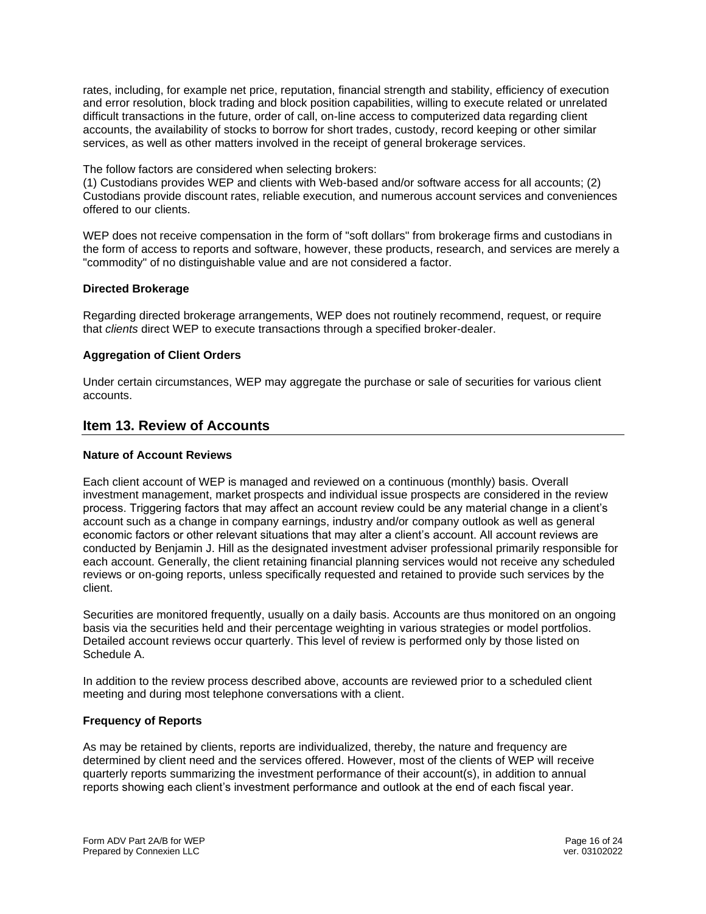rates, including, for example net price, reputation, financial strength and stability, efficiency of execution and error resolution, block trading and block position capabilities, willing to execute related or unrelated difficult transactions in the future, order of call, on-line access to computerized data regarding client accounts, the availability of stocks to borrow for short trades, custody, record keeping or other similar services, as well as other matters involved in the receipt of general brokerage services.

The follow factors are considered when selecting brokers:
(1) Custodians provides WEP and clients with Web-based and/or software access for all accounts; (2) Custodians provide discount rates, reliable execution, and numerous account services and conveniences offered to our clients.

WEP does not receive compensation in the form of "soft dollars" from brokerage firms and custodians in the form of access to reports and software, however, these products, research, and services are merely a "commodity" of no distinguishable value and are not considered a factor.

**Directed Brokerage**

Regarding directed brokerage arrangements, WEP does not routinely recommend, request, or require that *clients* direct WEP to execute transactions through a specified broker-dealer.

**Aggregation of Client Orders**

Under certain circumstances, WEP may aggregate the purchase or sale of securities for various client accounts.

## Item 13. Review of Accounts

**Nature of Account Reviews**

Each client account of WEP is managed and reviewed on a continuous (monthly) basis. Overall investment management, market prospects and individual issue prospects are considered in the review process. Triggering factors that may affect an account review could be any material change in a client's account such as a change in company earnings, industry and/or company outlook as well as general economic factors or other relevant situations that may alter a client's account. All account reviews are conducted by Benjamin J. Hill as the designated investment adviser professional primarily responsible for each account. Generally, the client retaining financial planning services would not receive any scheduled reviews or on-going reports, unless specifically requested and retained to provide such services by the client.

Securities are monitored frequently, usually on a daily basis. Accounts are thus monitored on an ongoing basis via the securities held and their percentage weighting in various strategies or model portfolios. Detailed account reviews occur quarterly. This level of review is performed only by those listed on Schedule A.

In addition to the review process described above, accounts are reviewed prior to a scheduled client meeting and during most telephone conversations with a client.

**Frequency of Reports**

As may be retained by clients, reports are individualized, thereby, the nature and frequency are determined by client need and the services offered. However, most of the clients of WEP will receive quarterly reports summarizing the investment performance of their account(s), in addition to annual reports showing each client's investment performance and outlook at the end of each fiscal year.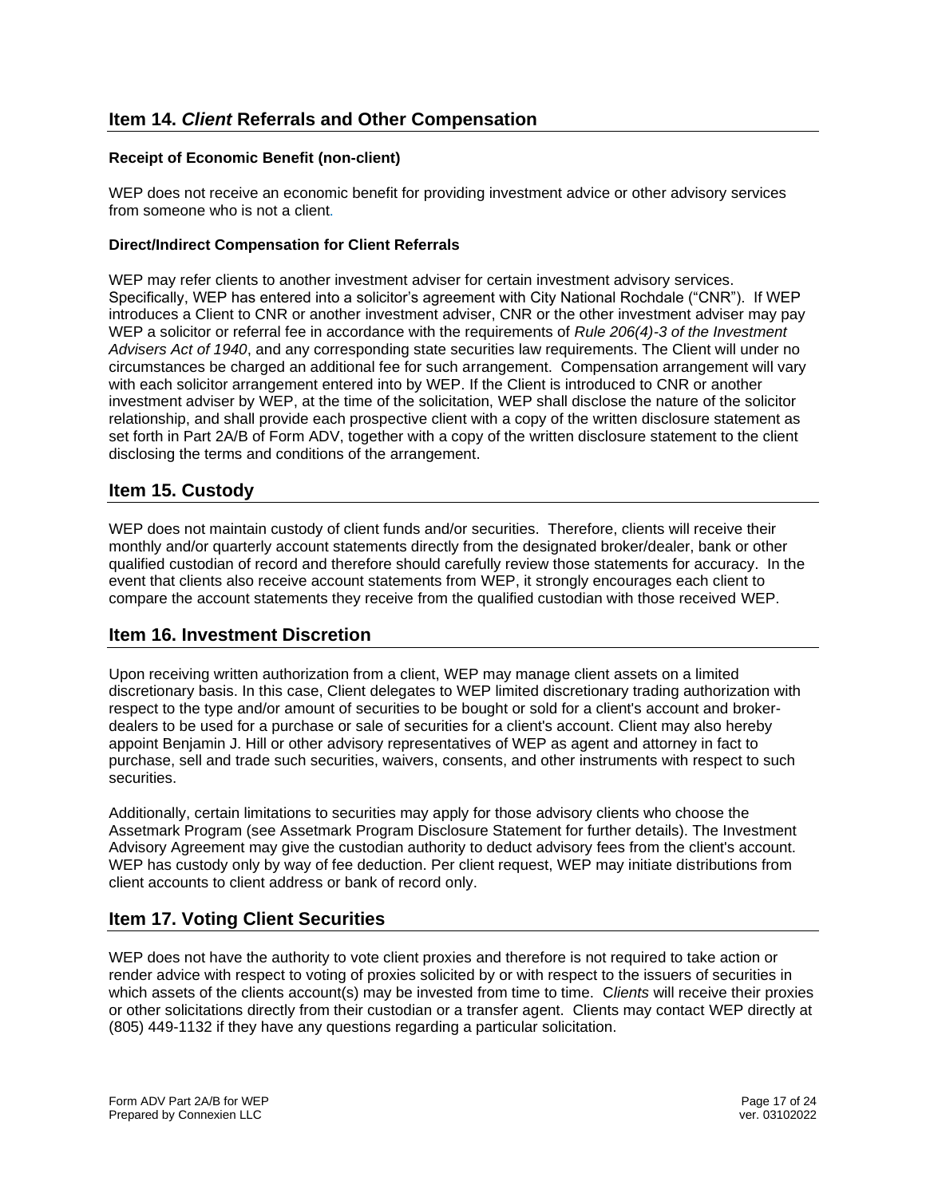## Item 14. *Client* Referrals and Other Compensation

**Receipt of Economic Benefit (non-client)**

WEP does not receive an economic benefit for providing investment advice or other advisory services from someone who is not a client.

**Direct/Indirect Compensation for Client Referrals**

WEP may refer clients to another investment adviser for certain investment advisory services. Specifically, WEP has entered into a solicitor's agreement with City National Rochdale ("CNR"). If WEP introduces a Client to CNR or another investment adviser, CNR or the other investment adviser may pay WEP a solicitor or referral fee in accordance with the requirements of *Rule 206(4)-3 of the Investment Advisers Act of 1940*, and any corresponding state securities law requirements. The Client will under no circumstances be charged an additional fee for such arrangement. Compensation arrangement will vary with each solicitor arrangement entered into by WEP. If the Client is introduced to CNR or another investment adviser by WEP, at the time of the solicitation, WEP shall disclose the nature of the solicitor relationship, and shall provide each prospective client with a copy of the written disclosure statement as set forth in Part 2A/B of Form ADV, together with a copy of the written disclosure statement to the client disclosing the terms and conditions of the arrangement.

## Item 15. Custody

WEP does not maintain custody of client funds and/or securities. Therefore, clients will receive their monthly and/or quarterly account statements directly from the designated broker/dealer, bank or other qualified custodian of record and therefore should carefully review those statements for accuracy. In the event that clients also receive account statements from WEP, it strongly encourages each client to compare the account statements they receive from the qualified custodian with those received WEP.

## Item 16. Investment Discretion

Upon receiving written authorization from a client, WEP may manage client assets on a limited discretionary basis. In this case, Client delegates to WEP limited discretionary trading authorization with respect to the type and/or amount of securities to be bought or sold for a client's account and broker-dealers to be used for a purchase or sale of securities for a client's account. Client may also hereby appoint Benjamin J. Hill or other advisory representatives of WEP as agent and attorney in fact to purchase, sell and trade such securities, waivers, consents, and other instruments with respect to such securities.

Additionally, certain limitations to securities may apply for those advisory clients who choose the Assetmark Program (see Assetmark Program Disclosure Statement for further details). The Investment Advisory Agreement may give the custodian authority to deduct advisory fees from the client's account. WEP has custody only by way of fee deduction. Per client request, WEP may initiate distributions from client accounts to client address or bank of record only.

## Item 17. Voting Client Securities

WEP does not have the authority to vote client proxies and therefore is not required to take action or render advice with respect to voting of proxies solicited by or with respect to the issuers of securities in which assets of the clients account(s) may be invested from time to time. C*lients* will receive their proxies or other solicitations directly from their custodian or a transfer agent. Clients may contact WEP directly at (805) 449-1132 if they have any questions regarding a particular solicitation.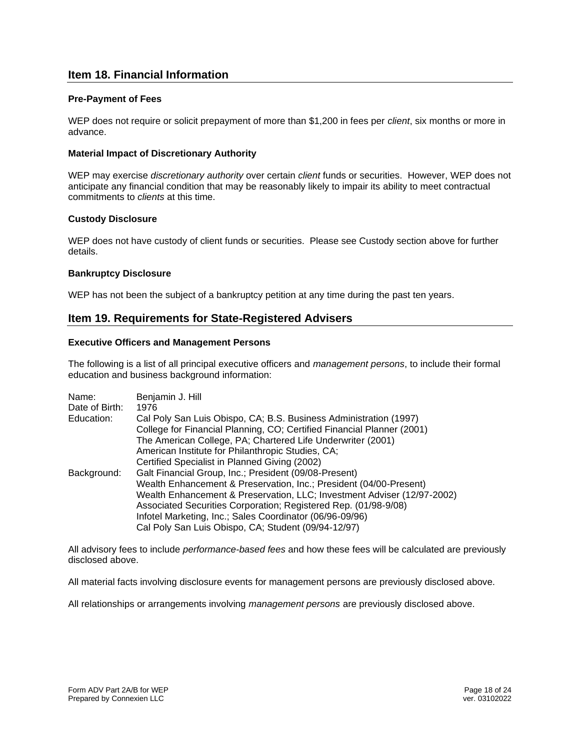## Item 18. Financial Information

### Pre-Payment of Fees

WEP does not require or solicit prepayment of more than $1,200 in fees per *client*, six months or more in advance.

### Material Impact of Discretionary Authority

WEP may exercise *discretionary authority* over certain *client* funds or securities. However, WEP does not anticipate any financial condition that may be reasonably likely to impair its ability to meet contractual commitments to *clients* at this time.

### Custody Disclosure

WEP does not have custody of client funds or securities. Please see Custody section above for further details.

### Bankruptcy Disclosure

WEP has not been the subject of a bankruptcy petition at any time during the past ten years.

## Item 19. Requirements for State-Registered Advisers

### Executive Officers and Management Persons

The following is a list of all principal executive officers and *management persons*, to include their formal education and business background information:

| | |
|---|---|
| Name: | Benjamin J. Hill |
| Date of Birth: | 1976 |
| Education: | Cal Poly San Luis Obispo, CA; B.S. Business Administration (1997)<br>College for Financial Planning, CO; Certified Financial Planner (2001)<br>The American College, PA; Chartered Life Underwriter (2001)<br>American Institute for Philanthropic Studies, CA;<br>Certified Specialist in Planned Giving (2002) |
| Background: | Galt Financial Group, Inc.; President (09/08-Present)<br>Wealth Enhancement & Preservation, Inc.; President (04/00-Present)<br>Wealth Enhancement & Preservation, LLC; Investment Adviser (12/97-2002)<br>Associated Securities Corporation; Registered Rep. (01/98-9/08)<br>Infotel Marketing, Inc.; Sales Coordinator (06/96-09/96)<br>Cal Poly San Luis Obispo, CA; Student (09/94-12/97) |

All advisory fees to include *performance-based fees* and how these fees will be calculated are previously disclosed above.

All material facts involving disclosure events for management persons are previously disclosed above.

All relationships or arrangements involving *management persons* are previously disclosed above.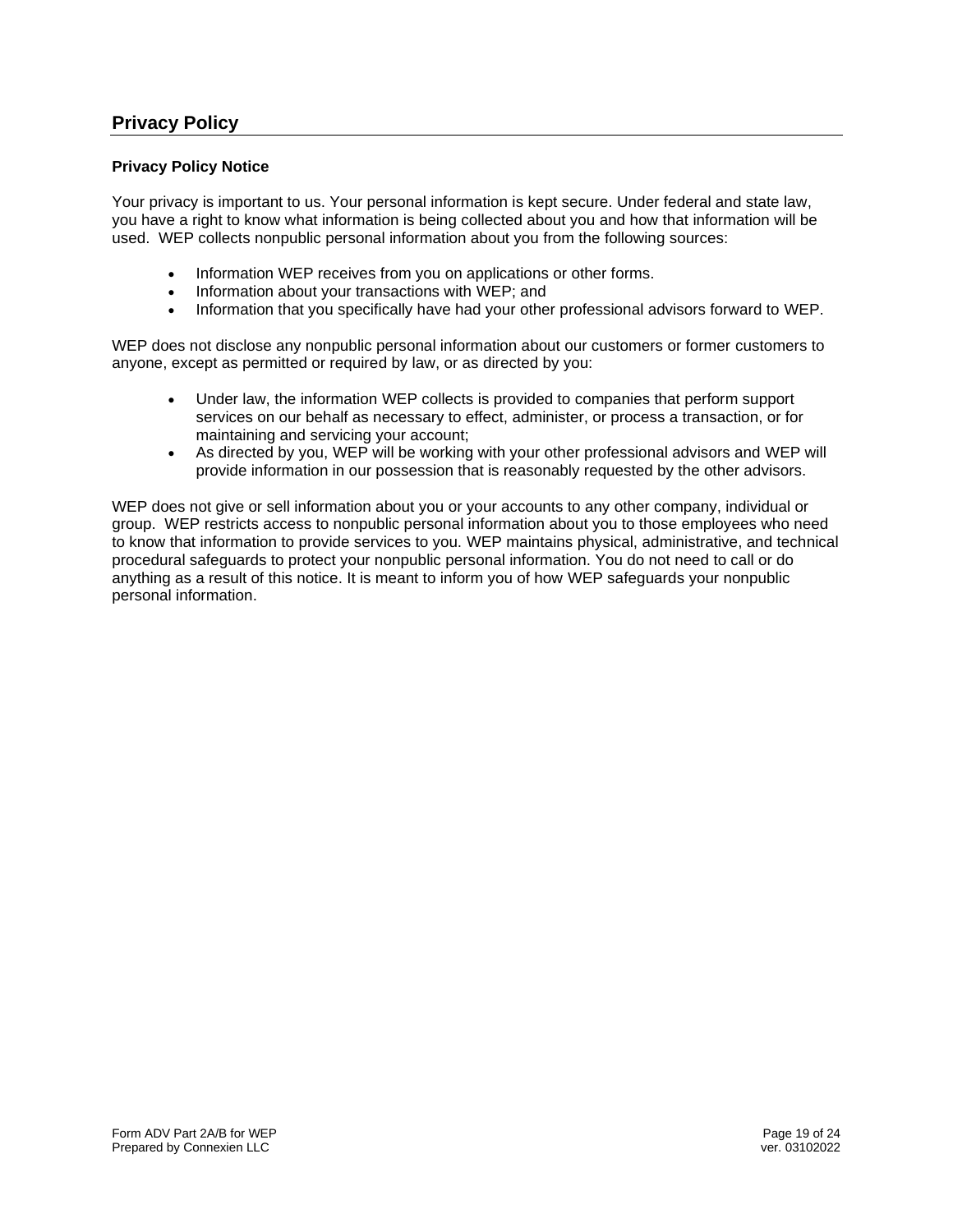## Privacy Policy

### Privacy Policy Notice

Your privacy is important to us. Your personal information is kept secure. Under federal and state law, you have a right to know what information is being collected about you and how that information will be used. WEP collects nonpublic personal information about you from the following sources:

- Information WEP receives from you on applications or other forms.
- Information about your transactions with WEP; and
- Information that you specifically have had your other professional advisors forward to WEP.

WEP does not disclose any nonpublic personal information about our customers or former customers to anyone, except as permitted or required by law, or as directed by you:

- Under law, the information WEP collects is provided to companies that perform support services on our behalf as necessary to effect, administer, or process a transaction, or for maintaining and servicing your account;
- As directed by you, WEP will be working with your other professional advisors and WEP will provide information in our possession that is reasonably requested by the other advisors.

WEP does not give or sell information about you or your accounts to any other company, individual or group. WEP restricts access to nonpublic personal information about you to those employees who need to know that information to provide services to you. WEP maintains physical, administrative, and technical procedural safeguards to protect your nonpublic personal information. You do not need to call or do anything as a result of this notice. It is meant to inform you of how WEP safeguards your nonpublic personal information.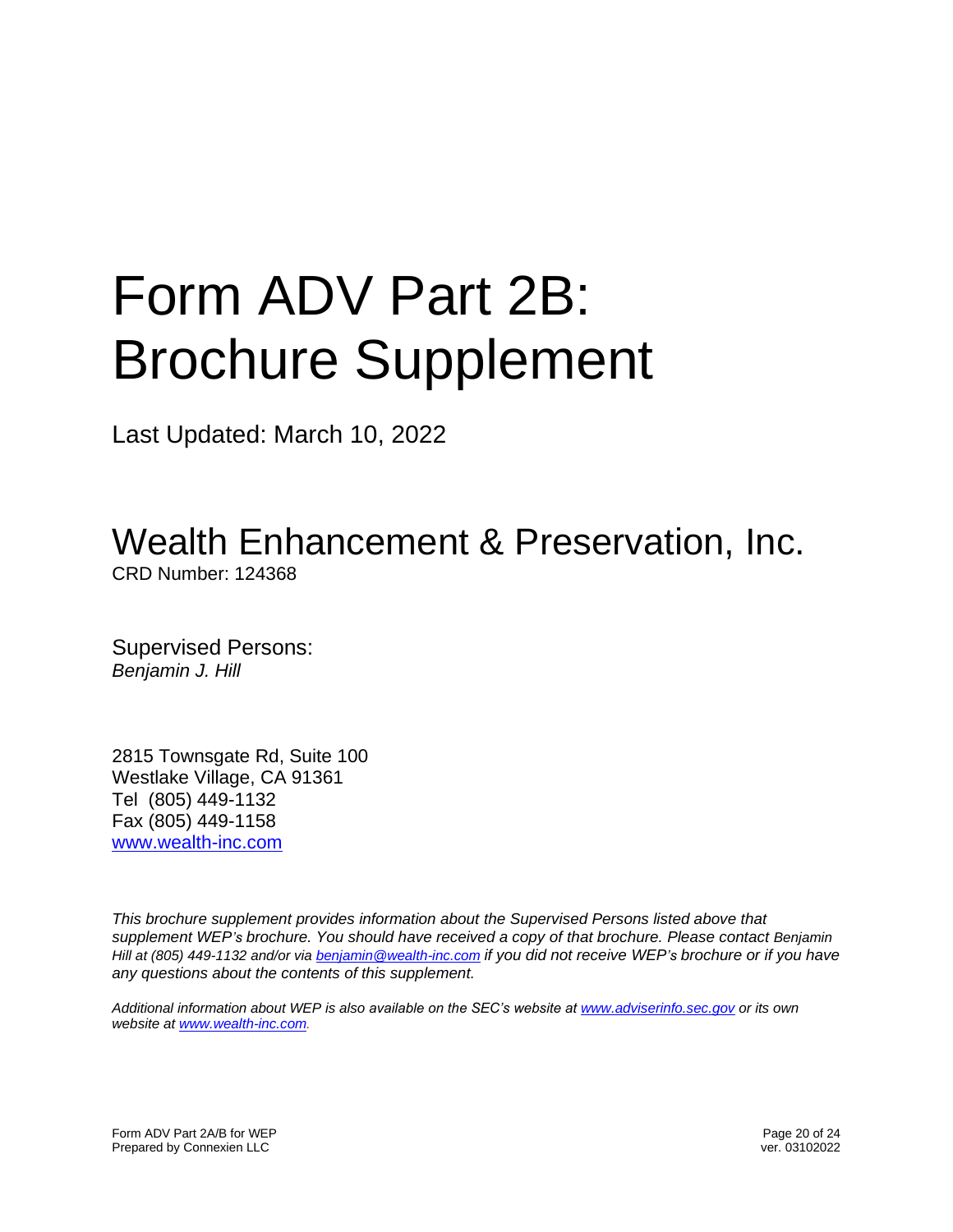# Form ADV Part 2B: Brochure Supplement

Last Updated: March 10, 2022

## Wealth Enhancement & Preservation, Inc.

CRD Number: 124368

Supervised Persons:
*Benjamin J. Hill*

2815 Townsgate Rd, Suite 100
Westlake Village, CA 91361
Tel (805) 449-1132
Fax (805) 449-1158
www.wealth-inc.com

*This brochure supplement provides information about the Supervised Persons listed above that supplement WEP's brochure. You should have received a copy of that brochure. Please contact Benjamin Hill at (805) 449-1132 and/or via benjamin@wealth-inc.com if you did not receive WEP's brochure or if you have any questions about the contents of this supplement.*

*Additional information about WEP is also available on the SEC's website at www.adviserinfo.sec.gov or its own website at www.wealth-inc.com.*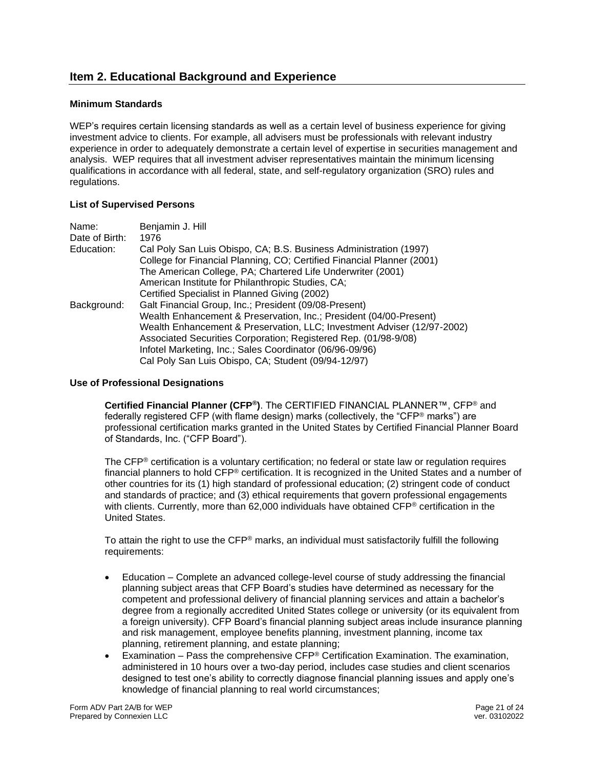## Item 2. Educational Background and Experience

### Minimum Standards

WEP's requires certain licensing standards as well as a certain level of business experience for giving investment advice to clients. For example, all advisers must be professionals with relevant industry experience in order to adequately demonstrate a certain level of expertise in securities management and analysis. WEP requires that all investment adviser representatives maintain the minimum licensing qualifications in accordance with all federal, state, and self-regulatory organization (SRO) rules and regulations.

### List of Supervised Persons

| | |
|---|---|
| Name: | Benjamin J. Hill |
| Date of Birth: | 1976 |
| Education: | Cal Poly San Luis Obispo, CA; B.S. Business Administration (1997)<br>College for Financial Planning, CO; Certified Financial Planner (2001)<br>The American College, PA; Chartered Life Underwriter (2001)<br>American Institute for Philanthropic Studies, CA;<br>Certified Specialist in Planned Giving (2002) |
| Background: | Galt Financial Group, Inc.; President (09/08-Present)<br>Wealth Enhancement & Preservation, Inc.; President (04/00-Present)<br>Wealth Enhancement & Preservation, LLC; Investment Adviser (12/97-2002)<br>Associated Securities Corporation; Registered Rep. (01/98-9/08)<br>Infotel Marketing, Inc.; Sales Coordinator (06/96-09/96)<br>Cal Poly San Luis Obispo, CA; Student (09/94-12/97) |

### Use of Professional Designations

**Certified Financial Planner (CFP®)**. The CERTIFIED FINANCIAL PLANNER™, CFP® and federally registered CFP (with flame design) marks (collectively, the "CFP® marks") are professional certification marks granted in the United States by Certified Financial Planner Board of Standards, Inc. ("CFP Board").

The CFP® certification is a voluntary certification; no federal or state law or regulation requires financial planners to hold CFP® certification. It is recognized in the United States and a number of other countries for its (1) high standard of professional education; (2) stringent code of conduct and standards of practice; and (3) ethical requirements that govern professional engagements with clients. Currently, more than 62,000 individuals have obtained CFP® certification in the United States.

To attain the right to use the CFP® marks, an individual must satisfactorily fulfill the following requirements:

- Education – Complete an advanced college-level course of study addressing the financial planning subject areas that CFP Board's studies have determined as necessary for the competent and professional delivery of financial planning services and attain a bachelor's degree from a regionally accredited United States college or university (or its equivalent from a foreign university). CFP Board's financial planning subject areas include insurance planning and risk management, employee benefits planning, investment planning, income tax planning, retirement planning, and estate planning;
- Examination – Pass the comprehensive CFP® Certification Examination. The examination, administered in 10 hours over a two-day period, includes case studies and client scenarios designed to test one's ability to correctly diagnose financial planning issues and apply one's knowledge of financial planning to real world circumstances;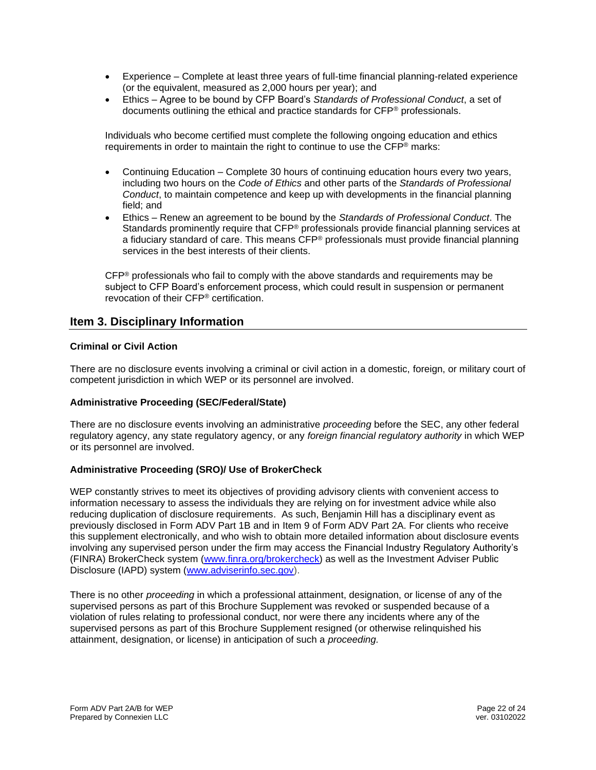- Experience – Complete at least three years of full-time financial planning-related experience (or the equivalent, measured as 2,000 hours per year); and
- Ethics – Agree to be bound by CFP Board's *Standards of Professional Conduct*, a set of documents outlining the ethical and practice standards for CFP® professionals.

Individuals who become certified must complete the following ongoing education and ethics requirements in order to maintain the right to continue to use the CFP® marks:

- Continuing Education – Complete 30 hours of continuing education hours every two years, including two hours on the *Code of Ethics* and other parts of the *Standards of Professional Conduct*, to maintain competence and keep up with developments in the financial planning field; and
- Ethics – Renew an agreement to be bound by the *Standards of Professional Conduct*. The Standards prominently require that CFP® professionals provide financial planning services at a fiduciary standard of care. This means CFP® professionals must provide financial planning services in the best interests of their clients.

CFP® professionals who fail to comply with the above standards and requirements may be subject to CFP Board's enforcement process, which could result in suspension or permanent revocation of their CFP® certification.

## Item 3. Disciplinary Information

**Criminal or Civil Action**

There are no disclosure events involving a criminal or civil action in a domestic, foreign, or military court of competent jurisdiction in which WEP or its personnel are involved.

**Administrative Proceeding (SEC/Federal/State)**

There are no disclosure events involving an administrative *proceeding* before the SEC, any other federal regulatory agency, any state regulatory agency, or any *foreign financial regulatory authority* in which WEP or its personnel are involved.

**Administrative Proceeding (SRO)/ Use of BrokerCheck**

WEP constantly strives to meet its objectives of providing advisory clients with convenient access to information necessary to assess the individuals they are relying on for investment advice while also reducing duplication of disclosure requirements. As such, Benjamin Hill has a disciplinary event as previously disclosed in Form ADV Part 1B and in Item 9 of Form ADV Part 2A. For clients who receive this supplement electronically, and who wish to obtain more detailed information about disclosure events involving any supervised person under the firm may access the Financial Industry Regulatory Authority's (FINRA) BrokerCheck system (www.finra.org/brokercheck) as well as the Investment Adviser Public Disclosure (IAPD) system (www.adviserinfo.sec.gov).

There is no other *proceeding* in which a professional attainment, designation, or license of any of the supervised persons as part of this Brochure Supplement was revoked or suspended because of a violation of rules relating to professional conduct, nor were there any incidents where any of the supervised persons as part of this Brochure Supplement resigned (or otherwise relinquished his attainment, designation, or license) in anticipation of such a *proceeding.*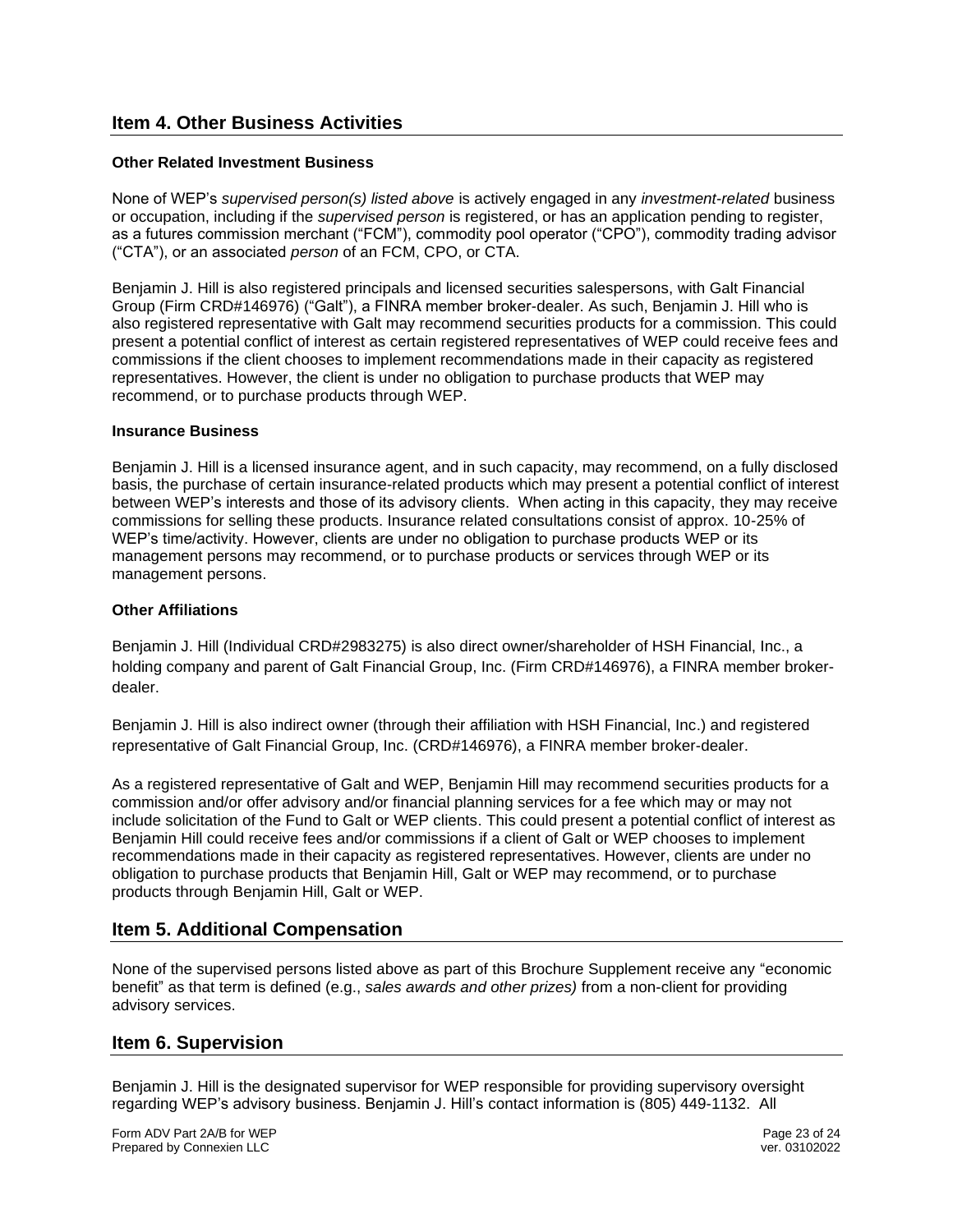## Item 4. Other Business Activities

### Other Related Investment Business

None of WEP's *supervised person(s) listed above* is actively engaged in any *investment-related* business or occupation, including if the *supervised person* is registered, or has an application pending to register, as a futures commission merchant ("FCM"), commodity pool operator ("CPO"), commodity trading advisor ("CTA"), or an associated *person* of an FCM, CPO, or CTA.

Benjamin J. Hill is also registered principals and licensed securities salespersons, with Galt Financial Group (Firm CRD#146976) ("Galt"), a FINRA member broker-dealer. As such, Benjamin J. Hill who is also registered representative with Galt may recommend securities products for a commission. This could present a potential conflict of interest as certain registered representatives of WEP could receive fees and commissions if the client chooses to implement recommendations made in their capacity as registered representatives. However, the client is under no obligation to purchase products that WEP may recommend, or to purchase products through WEP.

### Insurance Business

Benjamin J. Hill is a licensed insurance agent, and in such capacity, may recommend, on a fully disclosed basis, the purchase of certain insurance-related products which may present a potential conflict of interest between WEP's interests and those of its advisory clients. When acting in this capacity, they may receive commissions for selling these products. Insurance related consultations consist of approx. 10-25% of WEP's time/activity. However, clients are under no obligation to purchase products WEP or its management persons may recommend, or to purchase products or services through WEP or its management persons.

### Other Affiliations

Benjamin J. Hill (Individual CRD#2983275) is also direct owner/shareholder of HSH Financial, Inc., a holding company and parent of Galt Financial Group, Inc. (Firm CRD#146976), a FINRA member broker-dealer.

Benjamin J. Hill is also indirect owner (through their affiliation with HSH Financial, Inc.) and registered representative of Galt Financial Group, Inc. (CRD#146976), a FINRA member broker-dealer.

As a registered representative of Galt and WEP, Benjamin Hill may recommend securities products for a commission and/or offer advisory and/or financial planning services for a fee which may or may not include solicitation of the Fund to Galt or WEP clients. This could present a potential conflict of interest as Benjamin Hill could receive fees and/or commissions if a client of Galt or WEP chooses to implement recommendations made in their capacity as registered representatives. However, clients are under no obligation to purchase products that Benjamin Hill, Galt or WEP may recommend, or to purchase products through Benjamin Hill, Galt or WEP.

## Item 5. Additional Compensation

None of the supervised persons listed above as part of this Brochure Supplement receive any "economic benefit" as that term is defined (e.g., *sales awards and other prizes)* from a non-client for providing advisory services.

## Item 6. Supervision

Benjamin J. Hill is the designated supervisor for WEP responsible for providing supervisory oversight regarding WEP's advisory business. Benjamin J. Hill's contact information is (805) 449-1132. All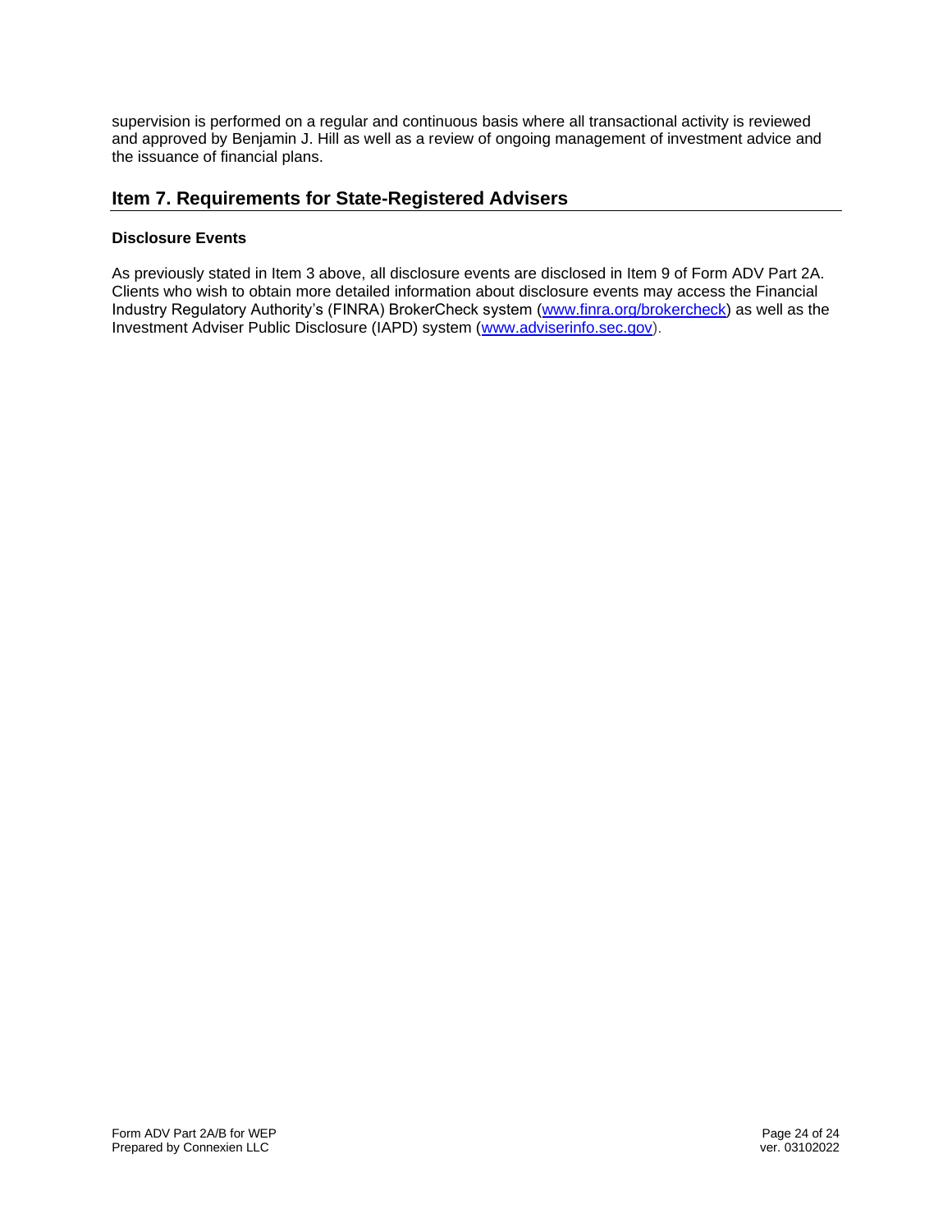supervision is performed on a regular and continuous basis where all transactional activity is reviewed and approved by Benjamin J. Hill as well as a review of ongoing management of investment advice and the issuance of financial plans.

## Item 7. Requirements for State-Registered Advisers

**Disclosure Events**

As previously stated in Item 3 above, all disclosure events are disclosed in Item 9 of Form ADV Part 2A. Clients who wish to obtain more detailed information about disclosure events may access the Financial Industry Regulatory Authority's (FINRA) BrokerCheck system (www.finra.org/brokercheck) as well as the Investment Adviser Public Disclosure (IAPD) system (www.adviserinfo.sec.gov).